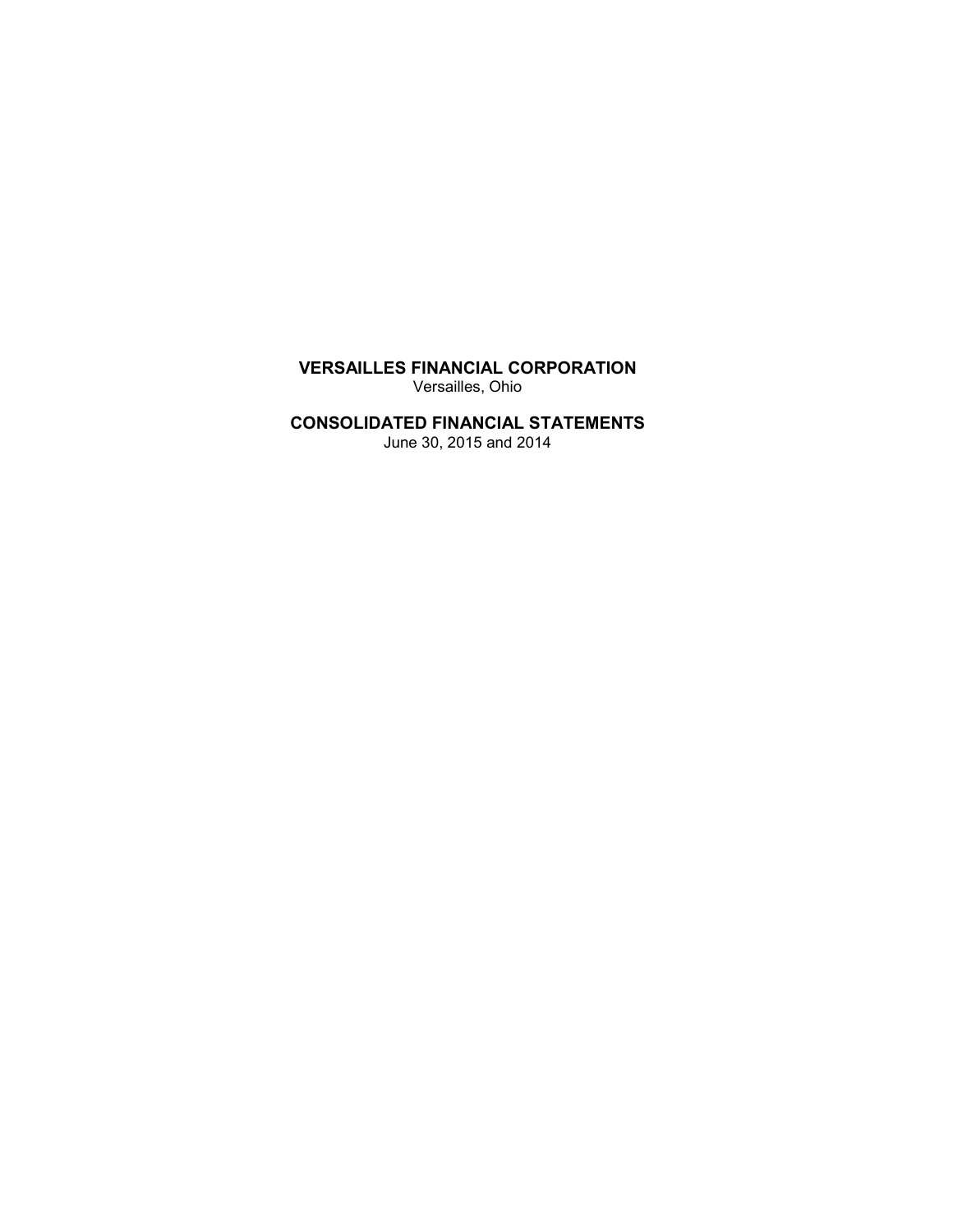# VERSAILLES FINANCIAL CORPORATION

Versailles, Ohio

## CONSOLIDATED FINANCIAL STATEMENTS

June 30, 2015 and 2014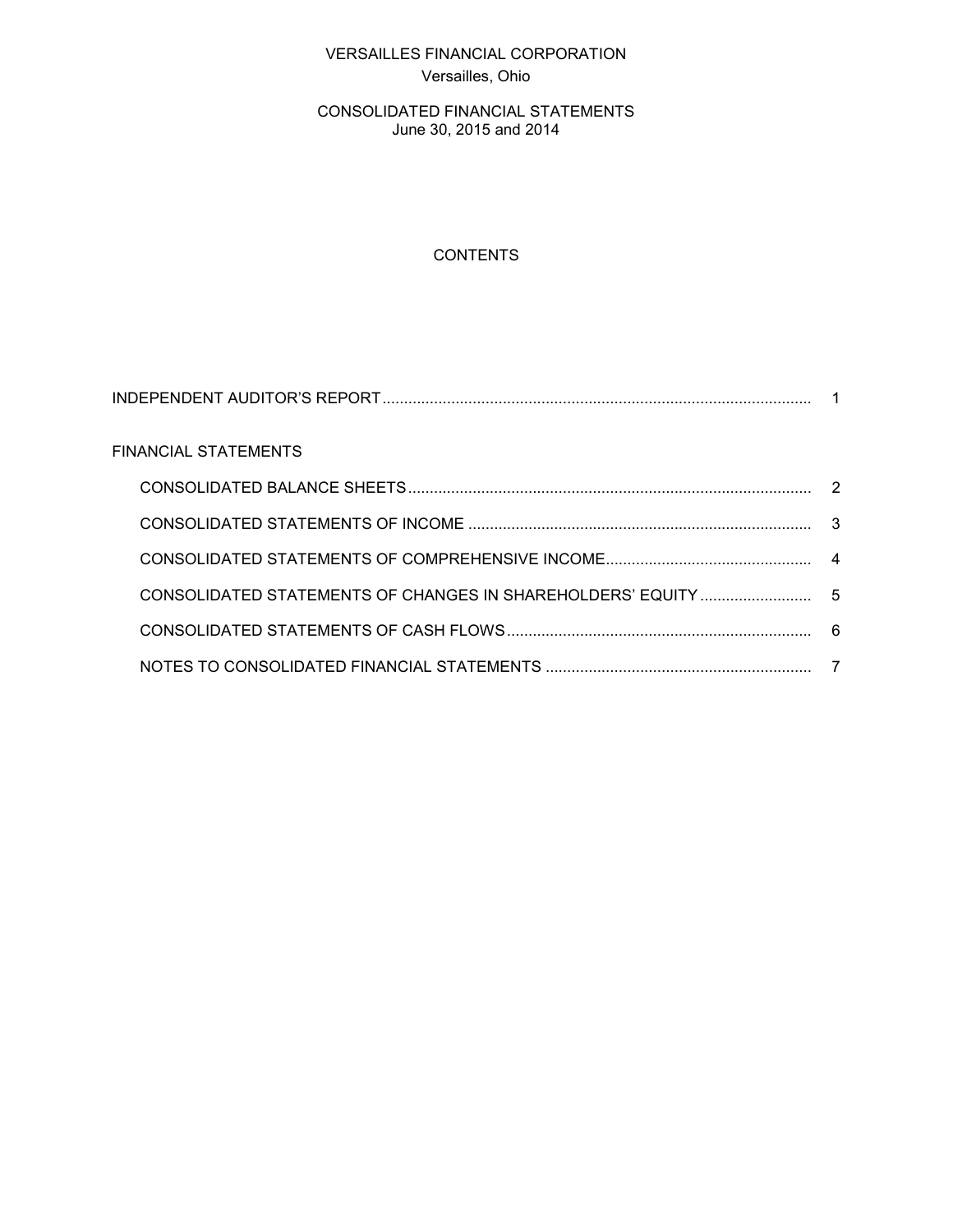# VERSAILLES FINANCIAL CORPORATION

Versailles, Ohio

## CONSOLIDATED FINANCIAL STATEMENTS

June 30, 2015 and 2014

### CONTENTS

| | |
|---|---|
| INDEPENDENT AUDITOR'S REPORT | 1 |
| FINANCIAL STATEMENTS | |
| CONSOLIDATED BALANCE SHEETS | 2 |
| CONSOLIDATED STATEMENTS OF INCOME | 3 |
| CONSOLIDATED STATEMENTS OF COMPREHENSIVE INCOME | 4 |
| CONSOLIDATED STATEMENTS OF CHANGES IN SHAREHOLDERS' EQUITY | 5 |
| CONSOLIDATED STATEMENTS OF CASH FLOWS | 6 |
| NOTES TO CONSOLIDATED FINANCIAL STATEMENTS | 7 |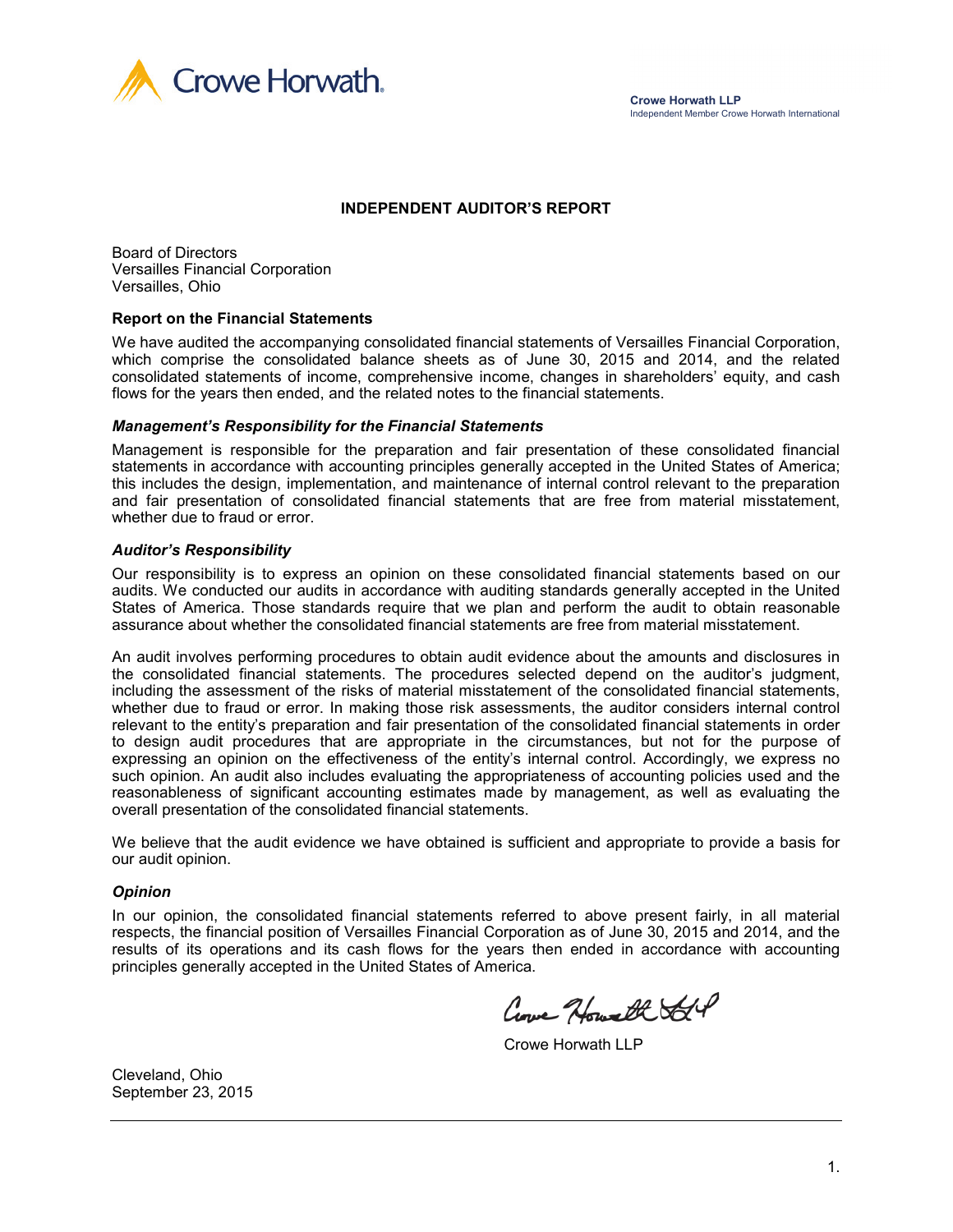Crowe Horwath.

**Crowe Horwath LLP**
Independent Member Crowe Horwath International

# INDEPENDENT AUDITOR'S REPORT

Board of Directors
Versailles Financial Corporation
Versailles, Ohio

## Report on the Financial Statements

We have audited the accompanying consolidated financial statements of Versailles Financial Corporation, which comprise the consolidated balance sheets as of June 30, 2015 and 2014, and the related consolidated statements of income, comprehensive income, changes in shareholders' equity, and cash flows for the years then ended, and the related notes to the financial statements.

### *Management's Responsibility for the Financial Statements*

Management is responsible for the preparation and fair presentation of these consolidated financial statements in accordance with accounting principles generally accepted in the United States of America; this includes the design, implementation, and maintenance of internal control relevant to the preparation and fair presentation of consolidated financial statements that are free from material misstatement, whether due to fraud or error.

### *Auditor's Responsibility*

Our responsibility is to express an opinion on these consolidated financial statements based on our audits. We conducted our audits in accordance with auditing standards generally accepted in the United States of America. Those standards require that we plan and perform the audit to obtain reasonable assurance about whether the consolidated financial statements are free from material misstatement.

An audit involves performing procedures to obtain audit evidence about the amounts and disclosures in the consolidated financial statements. The procedures selected depend on the auditor's judgment, including the assessment of the risks of material misstatement of the consolidated financial statements, whether due to fraud or error. In making those risk assessments, the auditor considers internal control relevant to the entity's preparation and fair presentation of the consolidated financial statements in order to design audit procedures that are appropriate in the circumstances, but not for the purpose of expressing an opinion on the effectiveness of the entity's internal control. Accordingly, we express no such opinion. An audit also includes evaluating the appropriateness of accounting policies used and the reasonableness of significant accounting estimates made by management, as well as evaluating the overall presentation of the consolidated financial statements.

We believe that the audit evidence we have obtained is sufficient and appropriate to provide a basis for our audit opinion.

### *Opinion*

In our opinion, the consolidated financial statements referred to above present fairly, in all material respects, the financial position of Versailles Financial Corporation as of June 30, 2015 and 2014, and the results of its operations and its cash flows for the years then ended in accordance with accounting principles generally accepted in the United States of America.

Crowe Horwath LLP

Crowe Horwath LLP

Cleveland, Ohio
September 23, 2015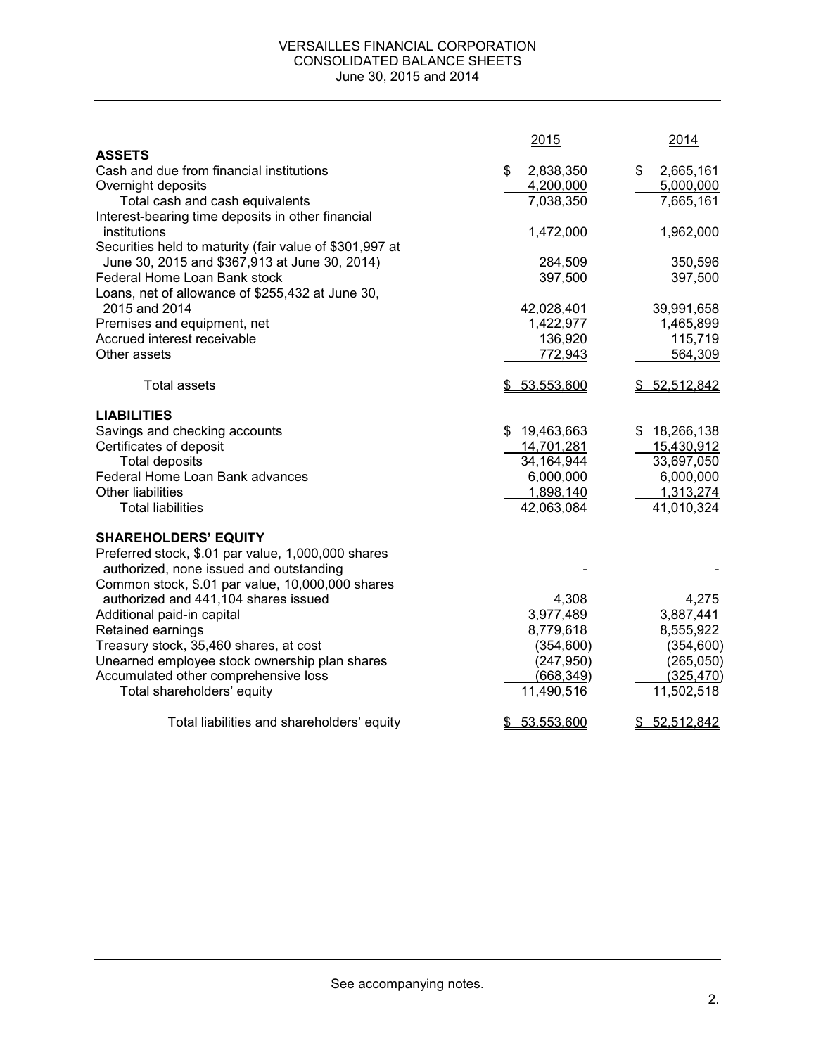# VERSAILLES FINANCIAL CORPORATION
## CONSOLIDATED BALANCE SHEETS
### June 30, 2015 and 2014

| | 2015 | 2014 |
|---|---|---|
| **ASSETS** | | |
| Cash and due from financial institutions | $ 2,838,350 | $ 2,665,161 |
| Overnight deposits | 4,200,000 | 5,000,000 |
| Total cash and cash equivalents | 7,038,350 | 7,665,161 |
| Interest-bearing time deposits in other financial institutions | 1,472,000 | 1,962,000 |
| Securities held to maturity (fair value of $301,997 at June 30, 2015 and $367,913 at June 30, 2014) | 284,509 | 350,596 |
| Federal Home Loan Bank stock | 397,500 | 397,500 |
| Loans, net of allowance of $255,432 at June 30, 2015 and 2014 | 42,028,401 | 39,991,658 |
| Premises and equipment, net | 1,422,977 | 1,465,899 |
| Accrued interest receivable | 136,920 | 115,719 |
| Other assets | 772,943 | 564,309 |
| Total assets | $ 53,553,600 | $ 52,512,842 |
| **LIABILITIES** | | |
| Savings and checking accounts | $ 19,463,663 | $ 18,266,138 |
| Certificates of deposit | 14,701,281 | 15,430,912 |
| Total deposits | 34,164,944 | 33,697,050 |
| Federal Home Loan Bank advances | 6,000,000 | 6,000,000 |
| Other liabilities | 1,898,140 | 1,313,274 |
| Total liabilities | 42,063,084 | 41,010,324 |
| **SHAREHOLDERS' EQUITY** | | |
| Preferred stock, $.01 par value, 1,000,000 shares authorized, none issued and outstanding | - | - |
| Common stock, $.01 par value, 10,000,000 shares authorized and 441,104 shares issued | 4,308 | 4,275 |
| Additional paid-in capital | 3,977,489 | 3,887,441 |
| Retained earnings | 8,779,618 | 8,555,922 |
| Treasury stock, 35,460 shares, at cost | (354,600) | (354,600) |
| Unearned employee stock ownership plan shares | (247,950) | (265,050) |
| Accumulated other comprehensive loss | (668,349) | (325,470) |
| Total shareholders' equity | 11,490,516 | 11,502,518 |
| Total liabilities and shareholders' equity | $ 53,553,600 | $ 52,512,842 |

See accompanying notes.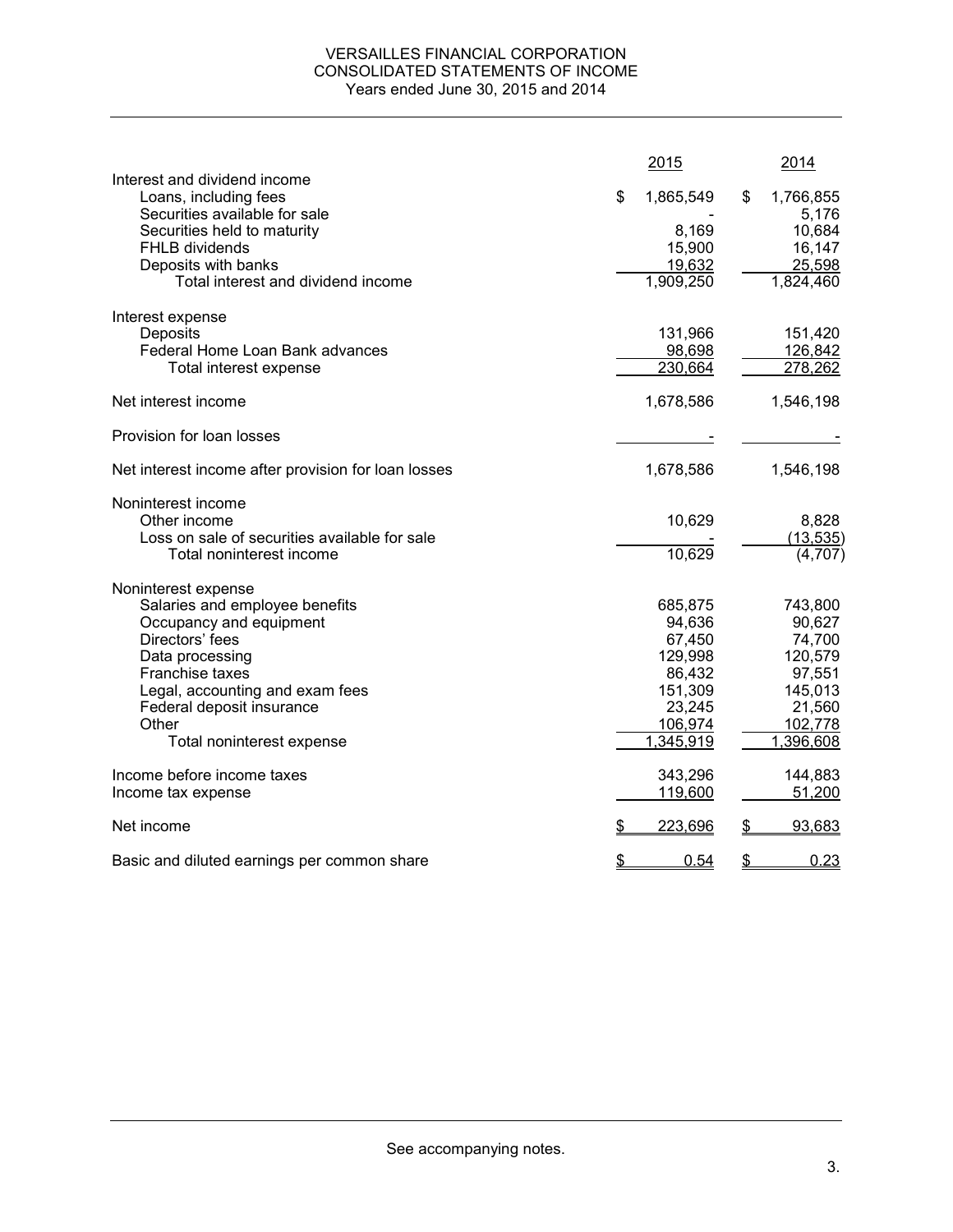# VERSAILLES FINANCIAL CORPORATION
## CONSOLIDATED STATEMENTS OF INCOME
### Years ended June 30, 2015 and 2014

| | 2015 | 2014 |
|---|---|---|
| **Interest and dividend income** | | |
| Loans, including fees | $ 1,865,549 | $ 1,766,855 |
| Securities available for sale | - | 5,176 |
| Securities held to maturity | 8,169 | 10,684 |
| FHLB dividends | 15,900 | 16,147 |
| Deposits with banks | 19,632 | 25,598 |
| Total interest and dividend income | 1,909,250 | 1,824,460 |
| | | |
| **Interest expense** | | |
| Deposits | 131,966 | 151,420 |
| Federal Home Loan Bank advances | 98,698 | 126,842 |
| Total interest expense | 230,664 | 278,262 |
| | | |
| Net interest income | 1,678,586 | 1,546,198 |
| | | |
| Provision for loan losses | - | - |
| | | |
| Net interest income after provision for loan losses | 1,678,586 | 1,546,198 |
| | | |
| **Noninterest income** | | |
| Other income | 10,629 | 8,828 |
| Loss on sale of securities available for sale | - | (13,535) |
| Total noninterest income | 10,629 | (4,707) |
| | | |
| **Noninterest expense** | | |
| Salaries and employee benefits | 685,875 | 743,800 |
| Occupancy and equipment | 94,636 | 90,627 |
| Directors' fees | 67,450 | 74,700 |
| Data processing | 129,998 | 120,579 |
| Franchise taxes | 86,432 | 97,551 |
| Legal, accounting and exam fees | 151,309 | 145,013 |
| Federal deposit insurance | 23,245 | 21,560 |
| Other | 106,974 | 102,778 |
| Total noninterest expense | 1,345,919 | 1,396,608 |
| | | |
| Income before income taxes | 343,296 | 144,883 |
| Income tax expense | 119,600 | 51,200 |
| | | |
| Net income | $ 223,696 | $ 93,683 |
| | | |
| Basic and diluted earnings per common share | $ 0.54 | $ 0.23 |

See accompanying notes.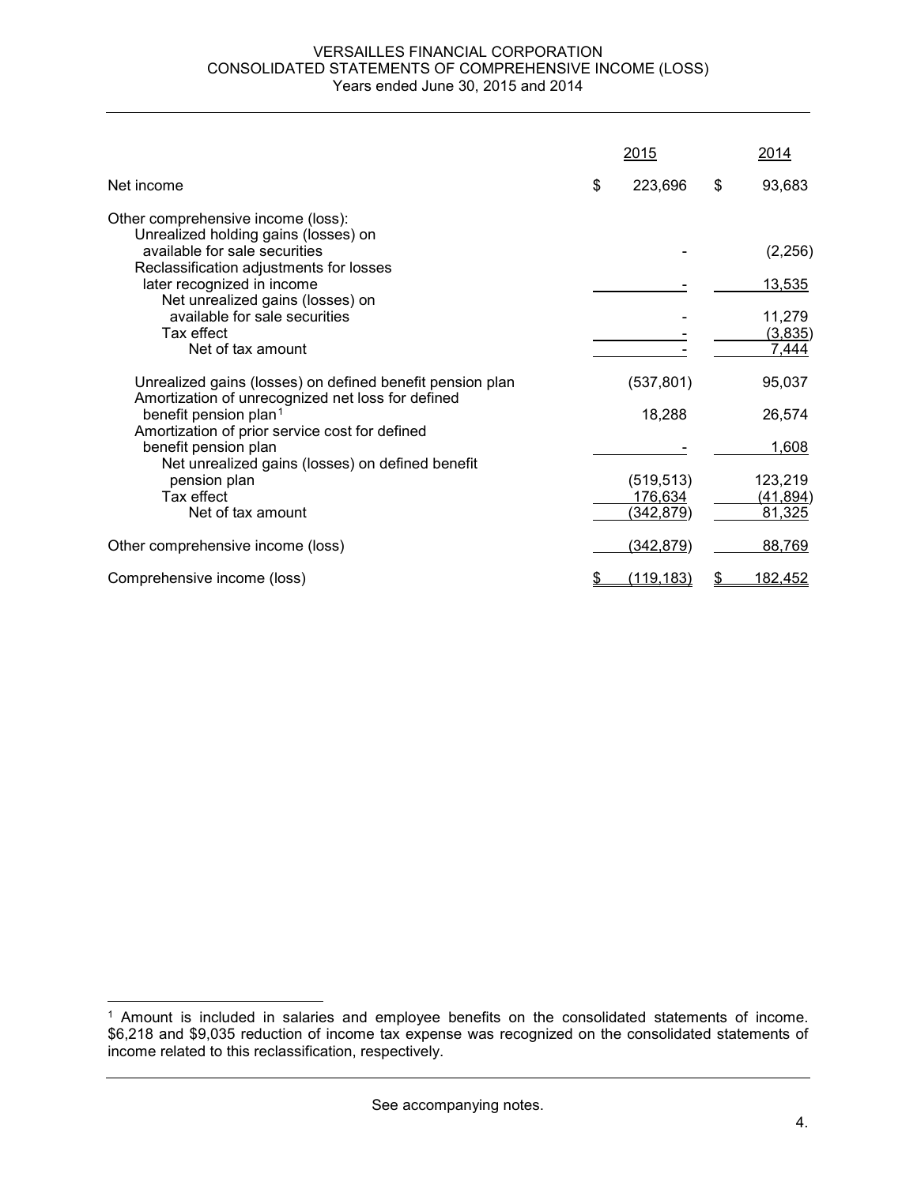# VERSAILLES FINANCIAL CORPORATION
## CONSOLIDATED STATEMENTS OF COMPREHENSIVE INCOME (LOSS)
### Years ended June 30, 2015 and 2014

| | 2015 | 2014 |
|---|---|---|
| Net income | $ 223,696 | $ 93,683 |
| Other comprehensive income (loss): | | |
| Unrealized holding gains (losses) on available for sale securities | - | (2,256) |
| Reclassification adjustments for losses later recognized in income | - | 13,535 |
| Net unrealized gains (losses) on available for sale securities | - | 11,279 |
| Tax effect | - | (3,835) |
| Net of tax amount | - | 7,444 |
| Unrealized gains (losses) on defined benefit pension plan | (537,801) | 95,037 |
| Amortization of unrecognized net loss for defined benefit pension plan[1] | 18,288 | 26,574 |
| Amortization of prior service cost for defined benefit pension plan | - | 1,608 |
| Net unrealized gains (losses) on defined benefit pension plan | (519,513) | 123,219 |
| Tax effect | 176,634 | (41,894) |
| Net of tax amount | (342,879) | 81,325 |
| Other comprehensive income (loss) | (342,879) | 88,769 |
| Comprehensive income (loss) | $ (119,183) | $ 182,452 |

[1] Amount is included in salaries and employee benefits on the consolidated statements of income. $6,218 and $9,035 reduction of income tax expense was recognized on the consolidated statements of income related to this reclassification, respectively.

See accompanying notes.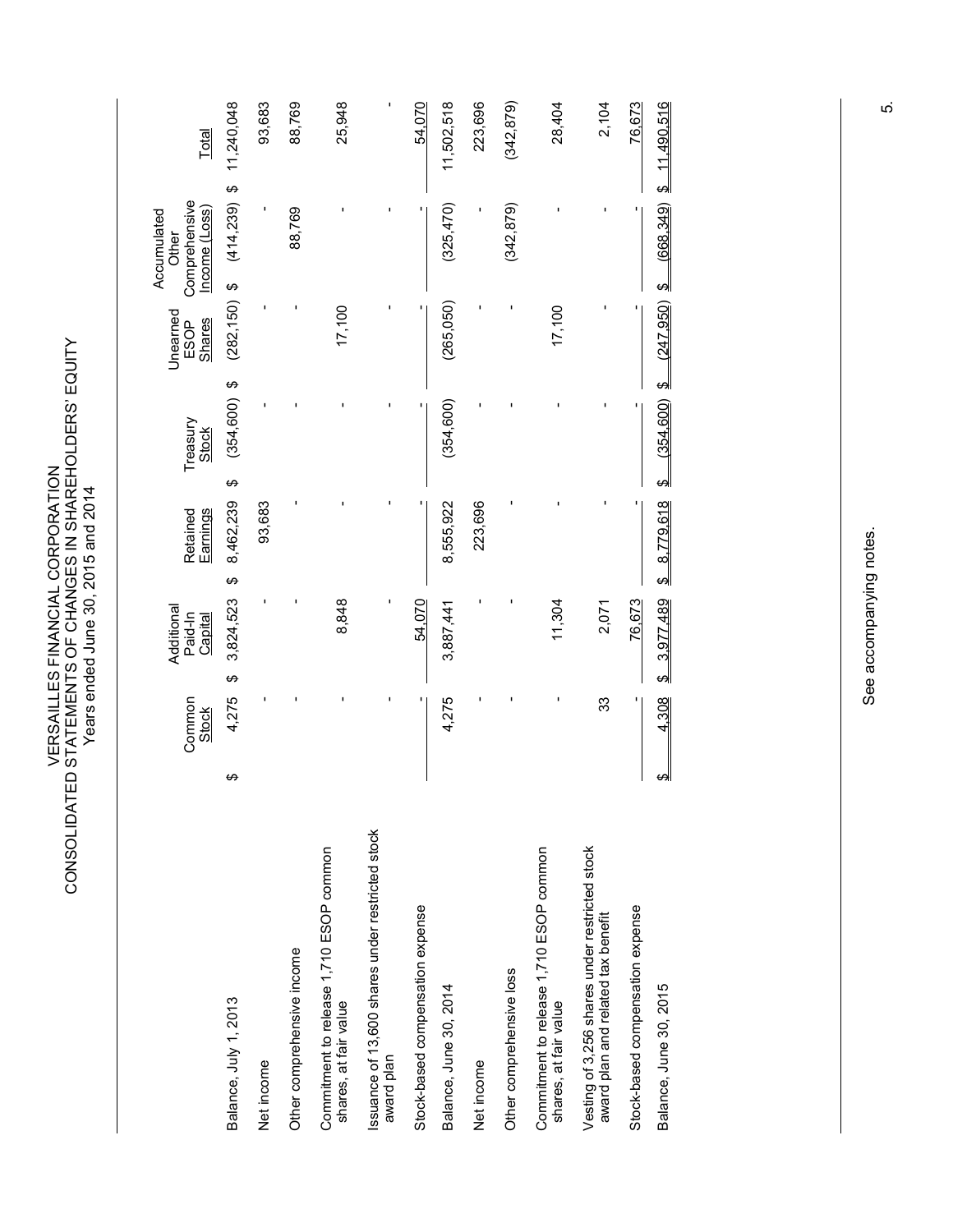# VERSAILLES FINANCIAL CORPORATION
## CONSOLIDATED STATEMENTS OF CHANGES IN SHAREHOLDERS' EQUITY
### Years ended June 30, 2015 and 2014

| | Common Stock | Additional Paid-In Capital | Retained Earnings | Treasury Stock | Unearned ESOP Shares | Accumulated Other Comprehensive Income (Loss) | Total |
|---|---|---|---|---|---|---|---|
| Balance, July 1, 2013 | $ 4,275 | $ 3,824,523 | $ 8,462,239 | $ (354,600) | $ (282,150) | $ (414,239) | $ 11,240,048 |
| Net income | - | - | 93,683 | - | - | - | 93,683 |
| Other comprehensive income | - | - | - | - | - | 88,769 | 88,769 |
| Commitment to release 1,710 ESOP common shares, at fair value | - | 8,848 | - | - | 17,100 | - | 25,948 |
| Issuance of 13,600 shares under restricted stock award plan | - | - | - | - | - | - | - |
| Stock-based compensation expense | - | 54,070 | - | - | - | - | 54,070 |
| Balance, June 30, 2014 | 4,275 | 3,887,441 | 8,555,922 | (354,600) | (265,050) | (325,470) | 11,502,518 |
| Net income | - | - | 223,696 | - | - | - | 223,696 |
| Other comprehensive loss | - | - | - | - | - | (342,879) | (342,879) |
| Commitment to release 1,710 ESOP common shares, at fair value | - | 11,304 | - | - | 17,100 | - | 28,404 |
| Vesting of 3,256 shares under restricted stock award plan and related tax benefit | 33 | 2,071 | - | - | - | - | 2,104 |
| Stock-based compensation expense | - | 76,673 | - | - | - | - | 76,673 |
| Balance, June 30, 2015 | $ 4,308 | $ 3,977,489 | $ 8,779,618 | $ (354,600) | $ (247,950) | $ (668,349) | $ 11,490,516 |

See accompanying notes.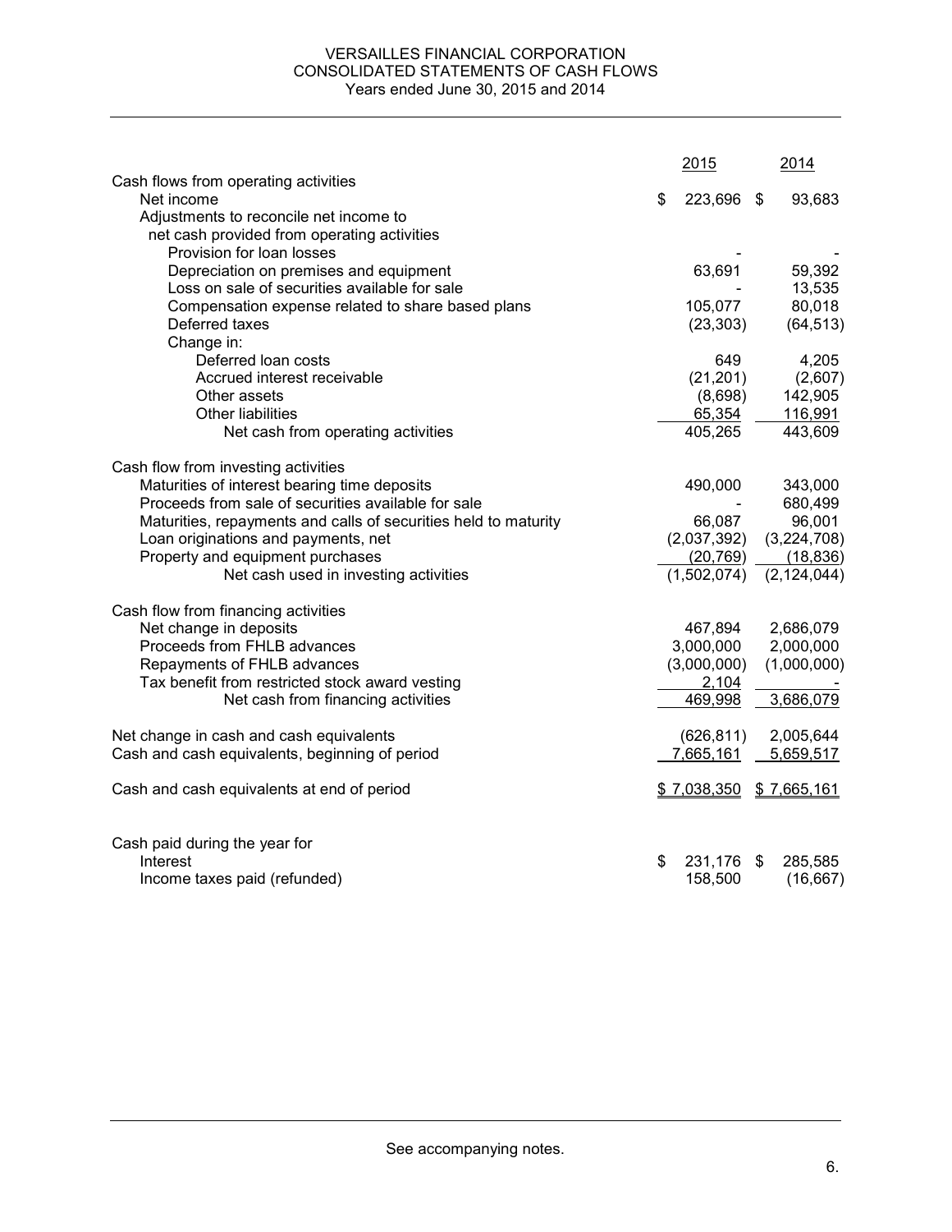# VERSAILLES FINANCIAL CORPORATION
## CONSOLIDATED STATEMENTS OF CASH FLOWS
### Years ended June 30, 2015 and 2014

| | 2015 | 2014 |
|---|---|---|
| **Cash flows from operating activities** | | |
| Net income | $ 223,696 | $ 93,683 |
| Adjustments to reconcile net income to net cash provided from operating activities | | |
| Provision for loan losses | - | - |
| Depreciation on premises and equipment | 63,691 | 59,392 |
| Loss on sale of securities available for sale | - | 13,535 |
| Compensation expense related to share based plans | 105,077 | 80,018 |
| Deferred taxes | (23,303) | (64,513) |
| Change in: | | |
| Deferred loan costs | 649 | 4,205 |
| Accrued interest receivable | (21,201) | (2,607) |
| Other assets | (8,698) | 142,905 |
| Other liabilities | 65,354 | 116,991 |
| Net cash from operating activities | 405,265 | 443,609 |
| **Cash flow from investing activities** | | |
| Maturities of interest bearing time deposits | 490,000 | 343,000 |
| Proceeds from sale of securities available for sale | - | 680,499 |
| Maturities, repayments and calls of securities held to maturity | 66,087 | 96,001 |
| Loan originations and payments, net | (2,037,392) | (3,224,708) |
| Property and equipment purchases | (20,769) | (18,836) |
| Net cash used in investing activities | (1,502,074) | (2,124,044) |
| **Cash flow from financing activities** | | |
| Net change in deposits | 467,894 | 2,686,079 |
| Proceeds from FHLB advances | 3,000,000 | 2,000,000 |
| Repayments of FHLB advances | (3,000,000) | (1,000,000) |
| Tax benefit from restricted stock award vesting | 2,104 | - |
| Net cash from financing activities | 469,998 | 3,686,079 |
| Net change in cash and cash equivalents | (626,811) | 2,005,644 |
| Cash and cash equivalents, beginning of period | 7,665,161 | 5,659,517 |
| Cash and cash equivalents at end of period | $ 7,038,350 | $ 7,665,161 |
| Cash paid during the year for | | |
| Interest | $ 231,176 | $ 285,585 |
| Income taxes paid (refunded) | 158,500 | (16,667) |

See accompanying notes.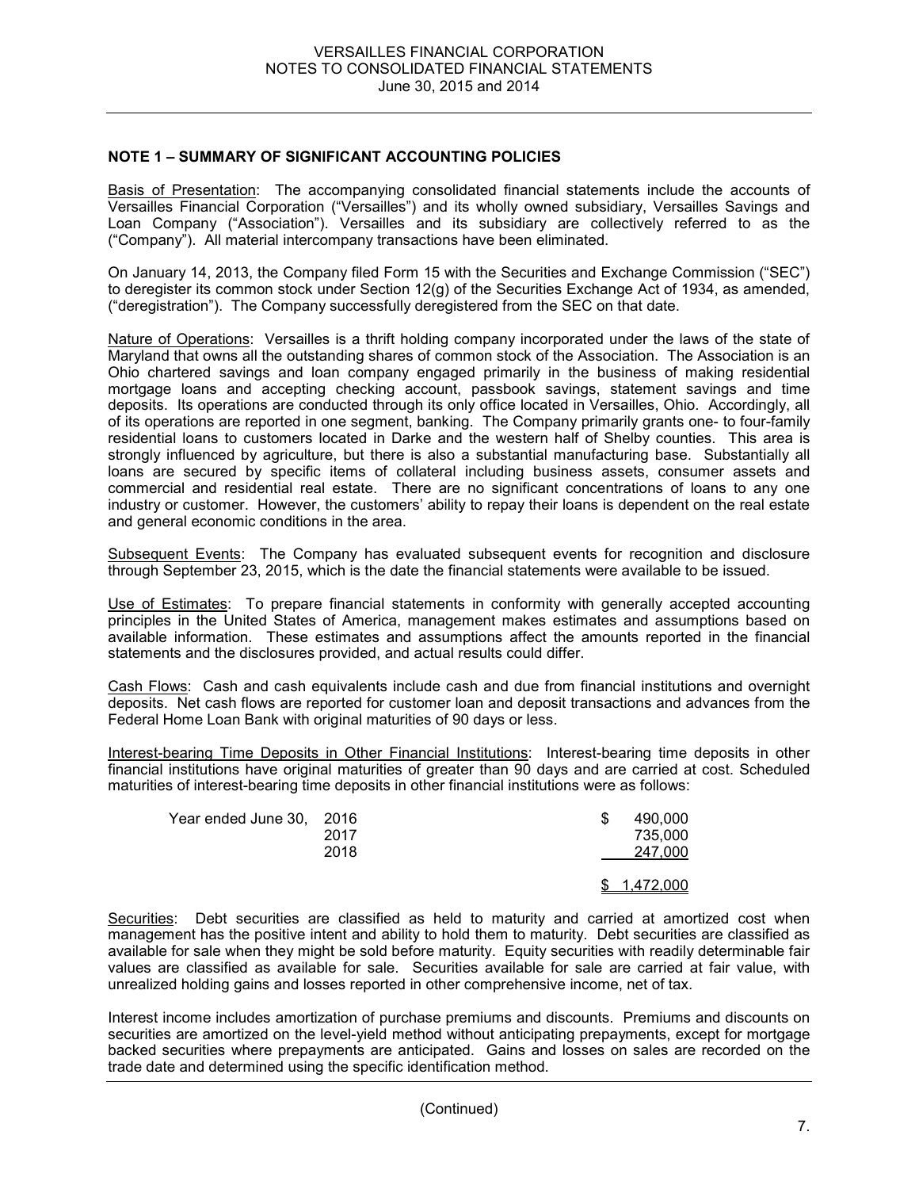## NOTE 1 – SUMMARY OF SIGNIFICANT ACCOUNTING POLICIES

Basis of Presentation: The accompanying consolidated financial statements include the accounts of Versailles Financial Corporation ("Versailles") and its wholly owned subsidiary, Versailles Savings and Loan Company ("Association"). Versailles and its subsidiary are collectively referred to as the ("Company"). All material intercompany transactions have been eliminated.

On January 14, 2013, the Company filed Form 15 with the Securities and Exchange Commission ("SEC") to deregister its common stock under Section 12(g) of the Securities Exchange Act of 1934, as amended, ("deregistration"). The Company successfully deregistered from the SEC on that date.

Nature of Operations: Versailles is a thrift holding company incorporated under the laws of the state of Maryland that owns all the outstanding shares of common stock of the Association. The Association is an Ohio chartered savings and loan company engaged primarily in the business of making residential mortgage loans and accepting checking account, passbook savings, statement savings and time deposits. Its operations are conducted through its only office located in Versailles, Ohio. Accordingly, all of its operations are reported in one segment, banking. The Company primarily grants one- to four-family residential loans to customers located in Darke and the western half of Shelby counties. This area is strongly influenced by agriculture, but there is also a substantial manufacturing base. Substantially all loans are secured by specific items of collateral including business assets, consumer assets and commercial and residential real estate. There are no significant concentrations of loans to any one industry or customer. However, the customers' ability to repay their loans is dependent on the real estate and general economic conditions in the area.

Subsequent Events: The Company has evaluated subsequent events for recognition and disclosure through September 23, 2015, which is the date the financial statements were available to be issued.

Use of Estimates: To prepare financial statements in conformity with generally accepted accounting principles in the United States of America, management makes estimates and assumptions based on available information. These estimates and assumptions affect the amounts reported in the financial statements and the disclosures provided, and actual results could differ.

Cash Flows: Cash and cash equivalents include cash and due from financial institutions and overnight deposits. Net cash flows are reported for customer loan and deposit transactions and advances from the Federal Home Loan Bank with original maturities of 90 days or less.

Interest-bearing Time Deposits in Other Financial Institutions: Interest-bearing time deposits in other financial institutions have original maturities of greater than 90 days and are carried at cost. Scheduled maturities of interest-bearing time deposits in other financial institutions were as follows:

| | | |
|---|---|---|
| Year ended June 30, | 2016 | $ 490,000 |
| | 2017 | 735,000 |
| | 2018 | 247,000 |
| | | $ 1,472,000 |

Securities: Debt securities are classified as held to maturity and carried at amortized cost when management has the positive intent and ability to hold them to maturity. Debt securities are classified as available for sale when they might be sold before maturity. Equity securities with readily determinable fair values are classified as available for sale. Securities available for sale are carried at fair value, with unrealized holding gains and losses reported in other comprehensive income, net of tax.

Interest income includes amortization of purchase premiums and discounts. Premiums and discounts on securities are amortized on the level-yield method without anticipating prepayments, except for mortgage backed securities where prepayments are anticipated. Gains and losses on sales are recorded on the trade date and determined using the specific identification method.

(Continued)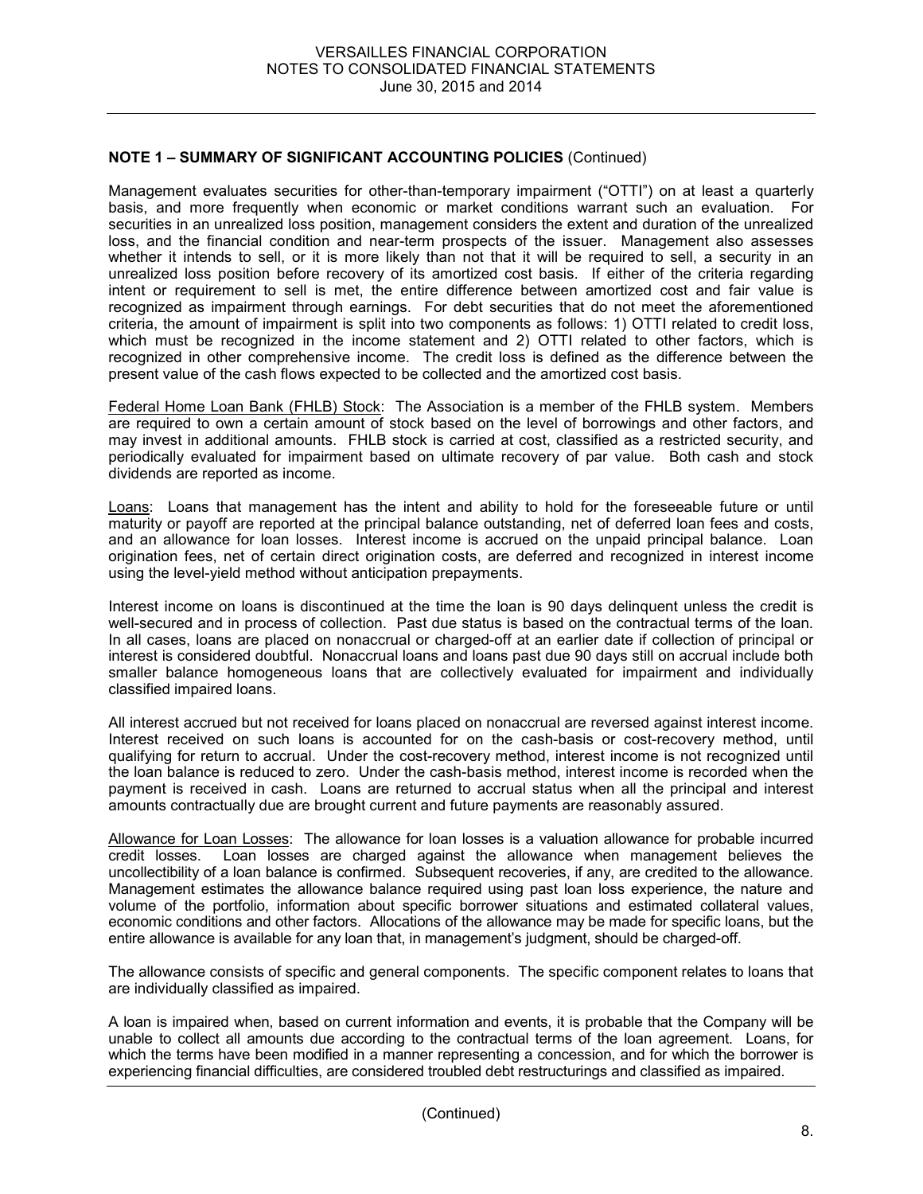**NOTE 1 – SUMMARY OF SIGNIFICANT ACCOUNTING POLICIES** (Continued)

Management evaluates securities for other-than-temporary impairment ("OTTI") on at least a quarterly basis, and more frequently when economic or market conditions warrant such an evaluation. For securities in an unrealized loss position, management considers the extent and duration of the unrealized loss, and the financial condition and near-term prospects of the issuer. Management also assesses whether it intends to sell, or it is more likely than not that it will be required to sell, a security in an unrealized loss position before recovery of its amortized cost basis. If either of the criteria regarding intent or requirement to sell is met, the entire difference between amortized cost and fair value is recognized as impairment through earnings. For debt securities that do not meet the aforementioned criteria, the amount of impairment is split into two components as follows: 1) OTTI related to credit loss, which must be recognized in the income statement and 2) OTTI related to other factors, which is recognized in other comprehensive income. The credit loss is defined as the difference between the present value of the cash flows expected to be collected and the amortized cost basis.

Federal Home Loan Bank (FHLB) Stock: The Association is a member of the FHLB system. Members are required to own a certain amount of stock based on the level of borrowings and other factors, and may invest in additional amounts. FHLB stock is carried at cost, classified as a restricted security, and periodically evaluated for impairment based on ultimate recovery of par value. Both cash and stock dividends are reported as income.

Loans: Loans that management has the intent and ability to hold for the foreseeable future or until maturity or payoff are reported at the principal balance outstanding, net of deferred loan fees and costs, and an allowance for loan losses. Interest income is accrued on the unpaid principal balance. Loan origination fees, net of certain direct origination costs, are deferred and recognized in interest income using the level-yield method without anticipation prepayments.

Interest income on loans is discontinued at the time the loan is 90 days delinquent unless the credit is well-secured and in process of collection. Past due status is based on the contractual terms of the loan. In all cases, loans are placed on nonaccrual or charged-off at an earlier date if collection of principal or interest is considered doubtful. Nonaccrual loans and loans past due 90 days still on accrual include both smaller balance homogeneous loans that are collectively evaluated for impairment and individually classified impaired loans.

All interest accrued but not received for loans placed on nonaccrual are reversed against interest income. Interest received on such loans is accounted for on the cash-basis or cost-recovery method, until qualifying for return to accrual. Under the cost-recovery method, interest income is not recognized until the loan balance is reduced to zero. Under the cash-basis method, interest income is recorded when the payment is received in cash. Loans are returned to accrual status when all the principal and interest amounts contractually due are brought current and future payments are reasonably assured.

Allowance for Loan Losses: The allowance for loan losses is a valuation allowance for probable incurred credit losses. Loan losses are charged against the allowance when management believes the uncollectibility of a loan balance is confirmed. Subsequent recoveries, if any, are credited to the allowance. Management estimates the allowance balance required using past loan loss experience, the nature and volume of the portfolio, information about specific borrower situations and estimated collateral values, economic conditions and other factors. Allocations of the allowance may be made for specific loans, but the entire allowance is available for any loan that, in management's judgment, should be charged-off.

The allowance consists of specific and general components. The specific component relates to loans that are individually classified as impaired.

A loan is impaired when, based on current information and events, it is probable that the Company will be unable to collect all amounts due according to the contractual terms of the loan agreement. Loans, for which the terms have been modified in a manner representing a concession, and for which the borrower is experiencing financial difficulties, are considered troubled debt restructurings and classified as impaired.

(Continued)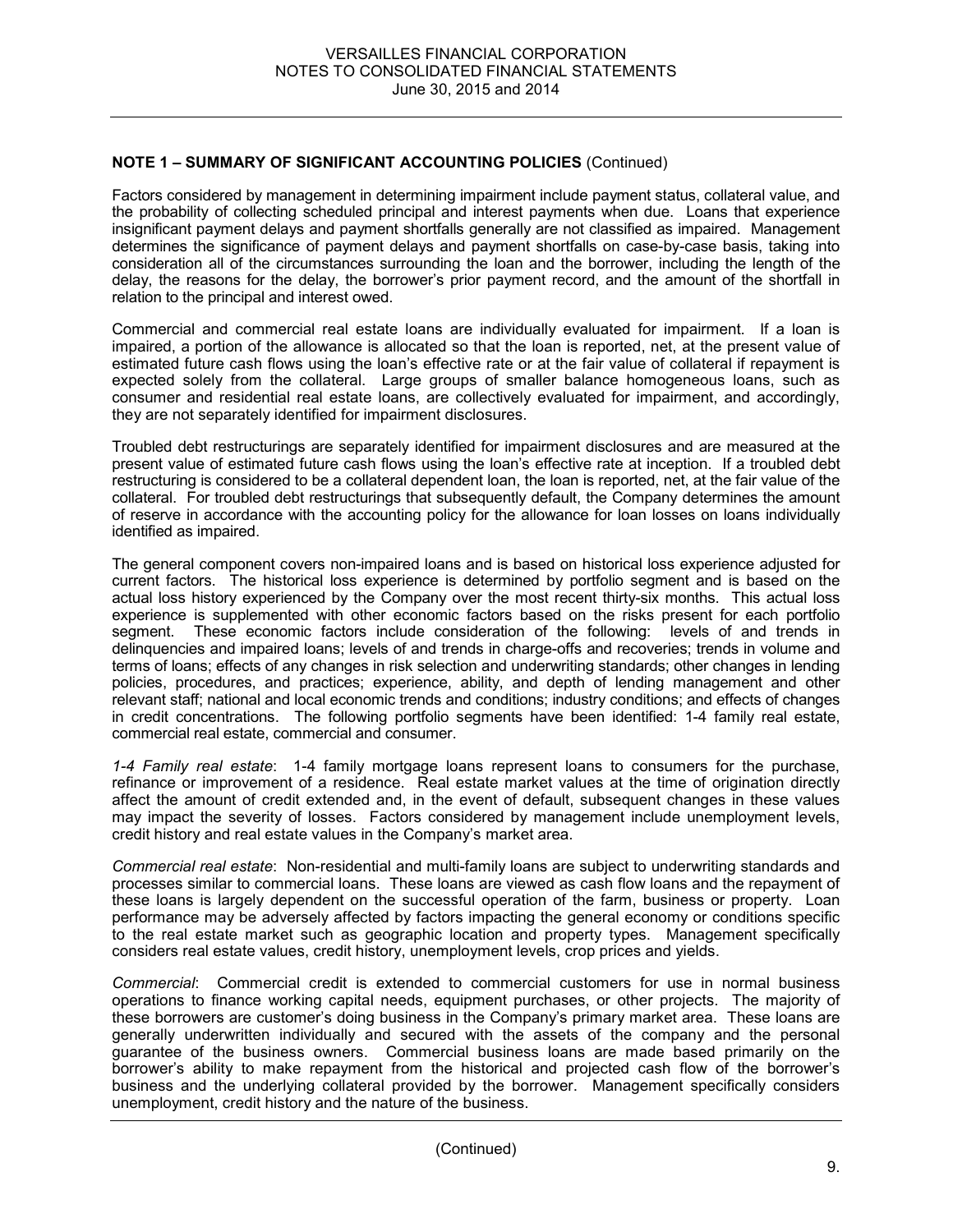## NOTE 1 – SUMMARY OF SIGNIFICANT ACCOUNTING POLICIES (Continued)

Factors considered by management in determining impairment include payment status, collateral value, and the probability of collecting scheduled principal and interest payments when due. Loans that experience insignificant payment delays and payment shortfalls generally are not classified as impaired. Management determines the significance of payment delays and payment shortfalls on case-by-case basis, taking into consideration all of the circumstances surrounding the loan and the borrower, including the length of the delay, the reasons for the delay, the borrower's prior payment record, and the amount of the shortfall in relation to the principal and interest owed.

Commercial and commercial real estate loans are individually evaluated for impairment. If a loan is impaired, a portion of the allowance is allocated so that the loan is reported, net, at the present value of estimated future cash flows using the loan's effective rate or at the fair value of collateral if repayment is expected solely from the collateral. Large groups of smaller balance homogeneous loans, such as consumer and residential real estate loans, are collectively evaluated for impairment, and accordingly, they are not separately identified for impairment disclosures.

Troubled debt restructurings are separately identified for impairment disclosures and are measured at the present value of estimated future cash flows using the loan's effective rate at inception. If a troubled debt restructuring is considered to be a collateral dependent loan, the loan is reported, net, at the fair value of the collateral. For troubled debt restructurings that subsequently default, the Company determines the amount of reserve in accordance with the accounting policy for the allowance for loan losses on loans individually identified as impaired.

The general component covers non-impaired loans and is based on historical loss experience adjusted for current factors. The historical loss experience is determined by portfolio segment and is based on the actual loss history experienced by the Company over the most recent thirty-six months. This actual loss experience is supplemented with other economic factors based on the risks present for each portfolio segment. These economic factors include consideration of the following: levels of and trends in delinquencies and impaired loans; levels of and trends in charge-offs and recoveries; trends in volume and terms of loans; effects of any changes in risk selection and underwriting standards; other changes in lending policies, procedures, and practices; experience, ability, and depth of lending management and other relevant staff; national and local economic trends and conditions; industry conditions; and effects of changes in credit concentrations. The following portfolio segments have been identified: 1-4 family real estate, commercial real estate, commercial and consumer.

*1-4 Family real estate*: 1-4 family mortgage loans represent loans to consumers for the purchase, refinance or improvement of a residence. Real estate market values at the time of origination directly affect the amount of credit extended and, in the event of default, subsequent changes in these values may impact the severity of losses. Factors considered by management include unemployment levels, credit history and real estate values in the Company's market area.

*Commercial real estate*: Non-residential and multi-family loans are subject to underwriting standards and processes similar to commercial loans. These loans are viewed as cash flow loans and the repayment of these loans is largely dependent on the successful operation of the farm, business or property. Loan performance may be adversely affected by factors impacting the general economy or conditions specific to the real estate market such as geographic location and property types. Management specifically considers real estate values, credit history, unemployment levels, crop prices and yields.

*Commercial*: Commercial credit is extended to commercial customers for use in normal business operations to finance working capital needs, equipment purchases, or other projects. The majority of these borrowers are customer's doing business in the Company's primary market area. These loans are generally underwritten individually and secured with the assets of the company and the personal guarantee of the business owners. Commercial business loans are made based primarily on the borrower's ability to make repayment from the historical and projected cash flow of the borrower's business and the underlying collateral provided by the borrower. Management specifically considers unemployment, credit history and the nature of the business.

(Continued)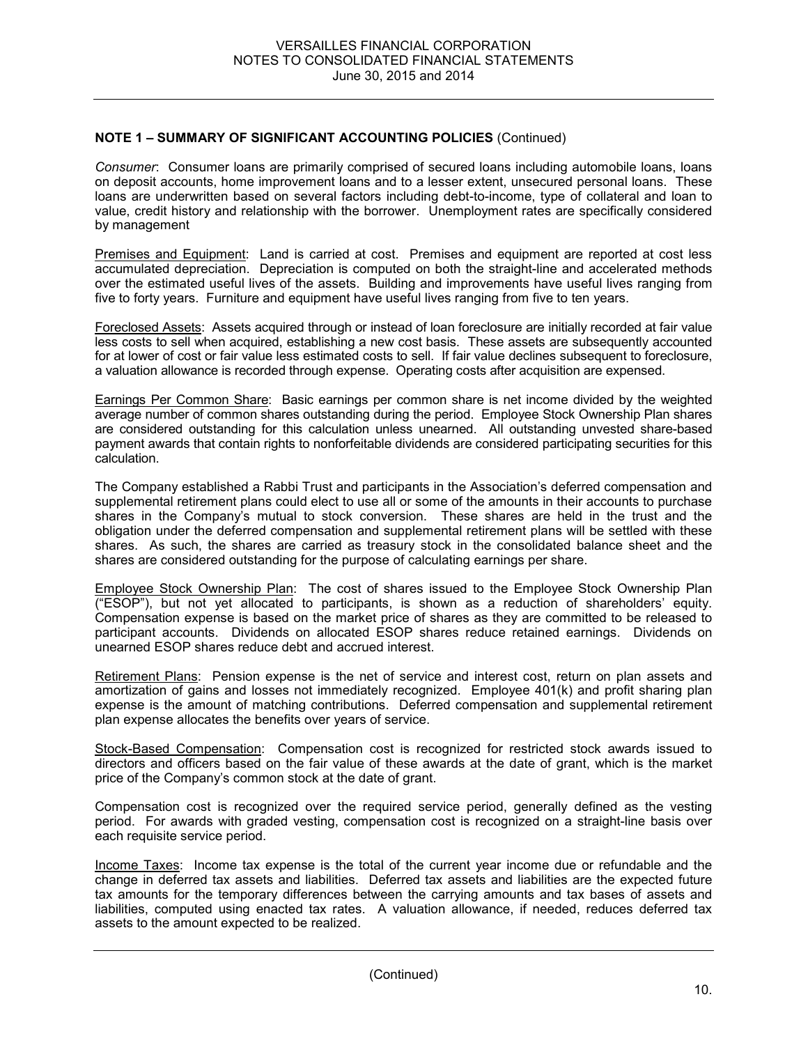**NOTE 1 – SUMMARY OF SIGNIFICANT ACCOUNTING POLICIES** (Continued)

*Consumer*: Consumer loans are primarily comprised of secured loans including automobile loans, loans on deposit accounts, home improvement loans and to a lesser extent, unsecured personal loans. These loans are underwritten based on several factors including debt-to-income, type of collateral and loan to value, credit history and relationship with the borrower. Unemployment rates are specifically considered by management

Premises and Equipment: Land is carried at cost. Premises and equipment are reported at cost less accumulated depreciation. Depreciation is computed on both the straight-line and accelerated methods over the estimated useful lives of the assets. Building and improvements have useful lives ranging from five to forty years. Furniture and equipment have useful lives ranging from five to ten years.

Foreclosed Assets: Assets acquired through or instead of loan foreclosure are initially recorded at fair value less costs to sell when acquired, establishing a new cost basis. These assets are subsequently accounted for at lower of cost or fair value less estimated costs to sell. If fair value declines subsequent to foreclosure, a valuation allowance is recorded through expense. Operating costs after acquisition are expensed.

Earnings Per Common Share: Basic earnings per common share is net income divided by the weighted average number of common shares outstanding during the period. Employee Stock Ownership Plan shares are considered outstanding for this calculation unless unearned. All outstanding unvested share-based payment awards that contain rights to nonforfeitable dividends are considered participating securities for this calculation.

The Company established a Rabbi Trust and participants in the Association's deferred compensation and supplemental retirement plans could elect to use all or some of the amounts in their accounts to purchase shares in the Company's mutual to stock conversion. These shares are held in the trust and the obligation under the deferred compensation and supplemental retirement plans will be settled with these shares. As such, the shares are carried as treasury stock in the consolidated balance sheet and the shares are considered outstanding for the purpose of calculating earnings per share.

Employee Stock Ownership Plan: The cost of shares issued to the Employee Stock Ownership Plan ("ESOP"), but not yet allocated to participants, is shown as a reduction of shareholders' equity. Compensation expense is based on the market price of shares as they are committed to be released to participant accounts. Dividends on allocated ESOP shares reduce retained earnings. Dividends on unearned ESOP shares reduce debt and accrued interest.

Retirement Plans: Pension expense is the net of service and interest cost, return on plan assets and amortization of gains and losses not immediately recognized. Employee 401(k) and profit sharing plan expense is the amount of matching contributions. Deferred compensation and supplemental retirement plan expense allocates the benefits over years of service.

Stock-Based Compensation: Compensation cost is recognized for restricted stock awards issued to directors and officers based on the fair value of these awards at the date of grant, which is the market price of the Company's common stock at the date of grant.

Compensation cost is recognized over the required service period, generally defined as the vesting period. For awards with graded vesting, compensation cost is recognized on a straight-line basis over each requisite service period.

Income Taxes: Income tax expense is the total of the current year income due or refundable and the change in deferred tax assets and liabilities. Deferred tax assets and liabilities are the expected future tax amounts for the temporary differences between the carrying amounts and tax bases of assets and liabilities, computed using enacted tax rates. A valuation allowance, if needed, reduces deferred tax assets to the amount expected to be realized.

(Continued)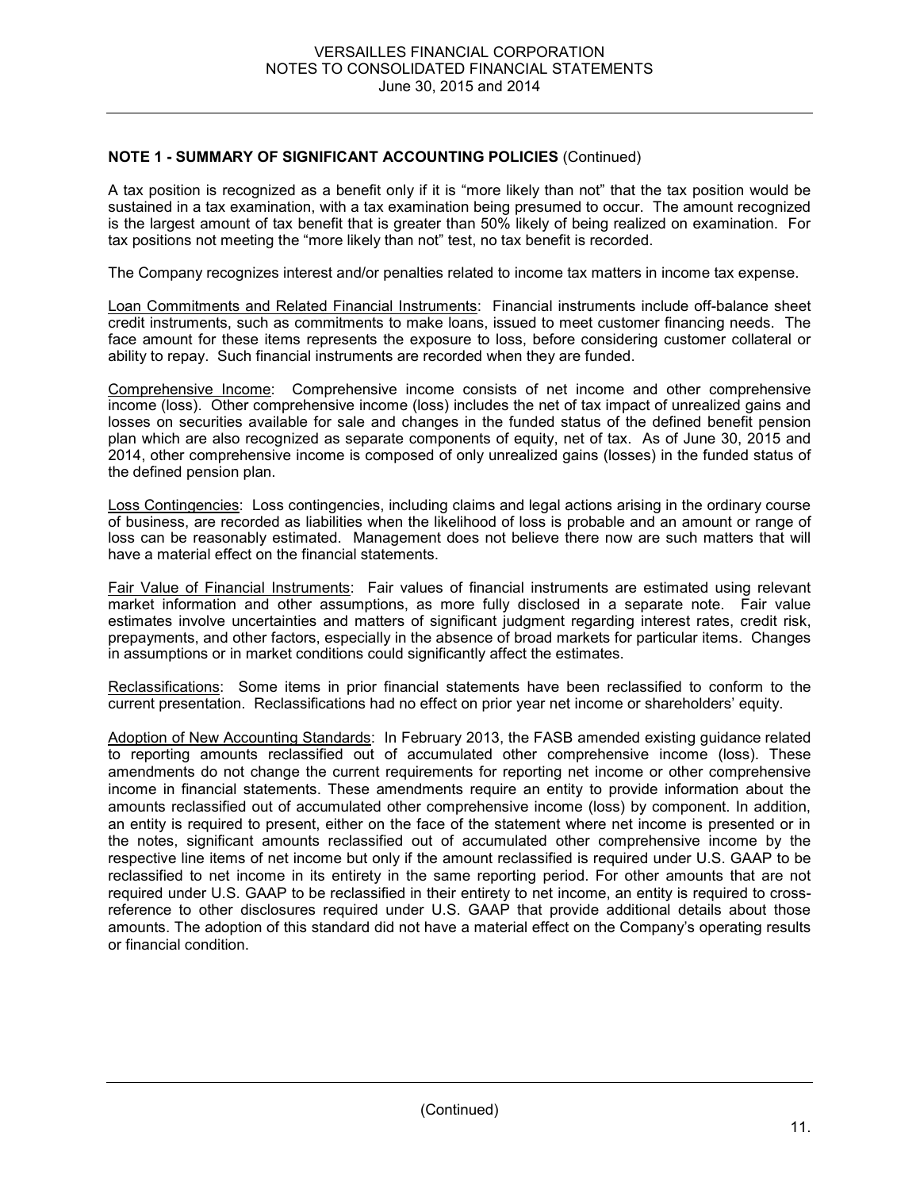**NOTE 1 - SUMMARY OF SIGNIFICANT ACCOUNTING POLICIES** (Continued)

A tax position is recognized as a benefit only if it is "more likely than not" that the tax position would be sustained in a tax examination, with a tax examination being presumed to occur. The amount recognized is the largest amount of tax benefit that is greater than 50% likely of being realized on examination. For tax positions not meeting the "more likely than not" test, no tax benefit is recorded.

The Company recognizes interest and/or penalties related to income tax matters in income tax expense.

Loan Commitments and Related Financial Instruments: Financial instruments include off-balance sheet credit instruments, such as commitments to make loans, issued to meet customer financing needs. The face amount for these items represents the exposure to loss, before considering customer collateral or ability to repay. Such financial instruments are recorded when they are funded.

Comprehensive Income: Comprehensive income consists of net income and other comprehensive income (loss). Other comprehensive income (loss) includes the net of tax impact of unrealized gains and losses on securities available for sale and changes in the funded status of the defined benefit pension plan which are also recognized as separate components of equity, net of tax. As of June 30, 2015 and 2014, other comprehensive income is composed of only unrealized gains (losses) in the funded status of the defined pension plan.

Loss Contingencies: Loss contingencies, including claims and legal actions arising in the ordinary course of business, are recorded as liabilities when the likelihood of loss is probable and an amount or range of loss can be reasonably estimated. Management does not believe there now are such matters that will have a material effect on the financial statements.

Fair Value of Financial Instruments: Fair values of financial instruments are estimated using relevant market information and other assumptions, as more fully disclosed in a separate note. Fair value estimates involve uncertainties and matters of significant judgment regarding interest rates, credit risk, prepayments, and other factors, especially in the absence of broad markets for particular items. Changes in assumptions or in market conditions could significantly affect the estimates.

Reclassifications: Some items in prior financial statements have been reclassified to conform to the current presentation. Reclassifications had no effect on prior year net income or shareholders' equity.

Adoption of New Accounting Standards: In February 2013, the FASB amended existing guidance related to reporting amounts reclassified out of accumulated other comprehensive income (loss). These amendments do not change the current requirements for reporting net income or other comprehensive income in financial statements. These amendments require an entity to provide information about the amounts reclassified out of accumulated other comprehensive income (loss) by component. In addition, an entity is required to present, either on the face of the statement where net income is presented or in the notes, significant amounts reclassified out of accumulated other comprehensive income by the respective line items of net income but only if the amount reclassified is required under U.S. GAAP to be reclassified to net income in its entirety in the same reporting period. For other amounts that are not required under U.S. GAAP to be reclassified in their entirety to net income, an entity is required to cross-reference to other disclosures required under U.S. GAAP that provide additional details about those amounts. The adoption of this standard did not have a material effect on the Company's operating results or financial condition.

(Continued)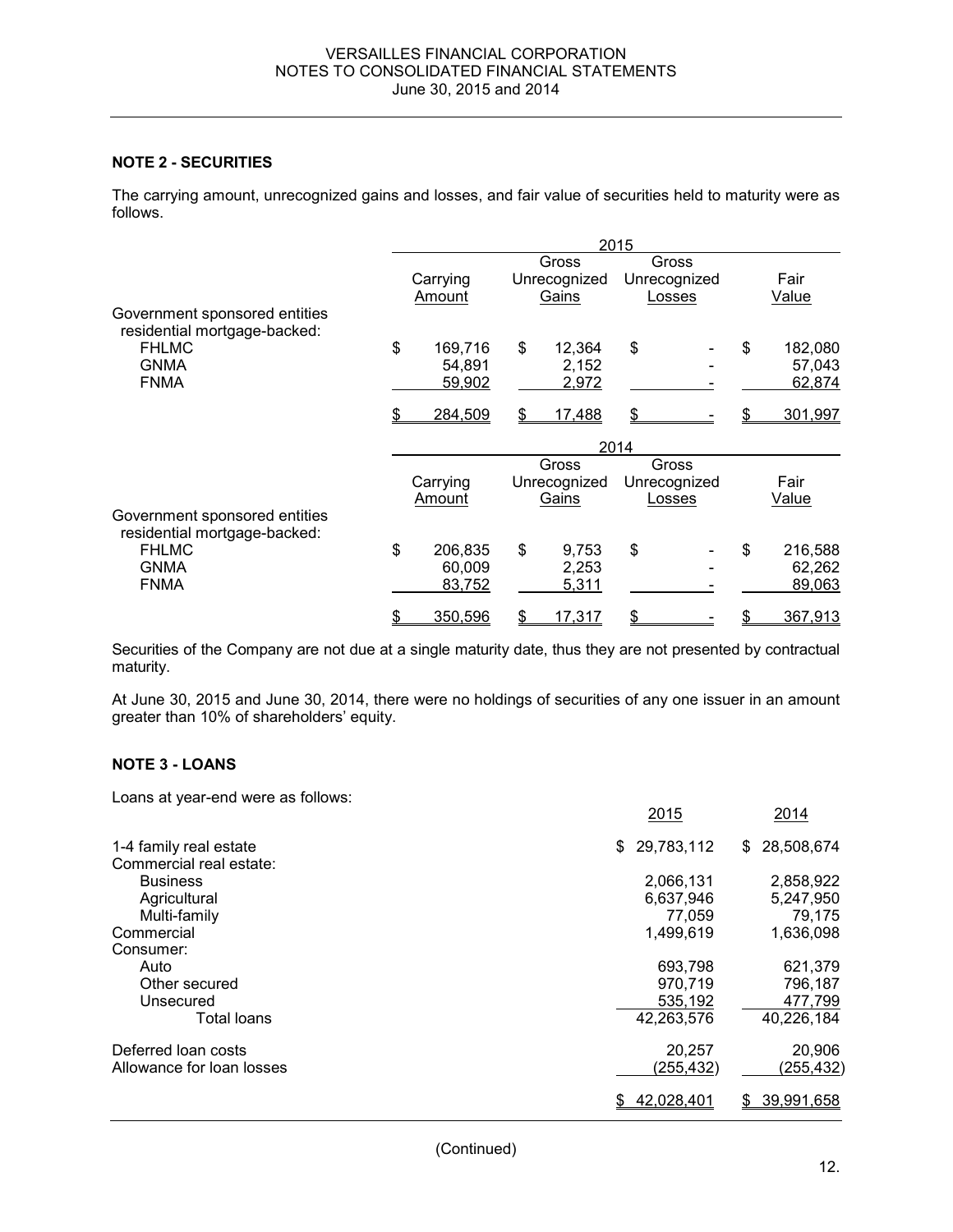### NOTE 2 - SECURITIES

The carrying amount, unrecognized gains and losses, and fair value of securities held to maturity were as follows.

| | 2015 | | | |
|---|---|---|---|---|
| | Carrying Amount | Gross Unrecognized Gains | Gross Unrecognized Losses | Fair Value |
| Government sponsored entities residential mortgage-backed: | | | | |
| FHLMC | $ 169,716 | $ 12,364 | $ - | $ 182,080 |
| GNMA | 54,891 | 2,152 | - | 57,043 |
| FNMA | 59,902 | 2,972 | - | 62,874 |
| | $ 284,509 | $ 17,488 | $ - | $ 301,997 |

| | 2014 | | | |
|---|---|---|---|---|
| | Carrying Amount | Gross Unrecognized Gains | Gross Unrecognized Losses | Fair Value |
| Government sponsored entities residential mortgage-backed: | | | | |
| FHLMC | $ 206,835 | $ 9,753 | $ - | $ 216,588 |
| GNMA | 60,009 | 2,253 | - | 62,262 |
| FNMA | 83,752 | 5,311 | - | 89,063 |
| | $ 350,596 | $ 17,317 | $ - | $ 367,913 |

Securities of the Company are not due at a single maturity date, thus they are not presented by contractual maturity.

At June 30, 2015 and June 30, 2014, there were no holdings of securities of any one issuer in an amount greater than 10% of shareholders' equity.

### NOTE 3 - LOANS

Loans at year-end were as follows:

| | 2015 | 2014 |
|---|---|---|
| 1-4 family real estate | $ 29,783,112 | $ 28,508,674 |
| Commercial real estate: | | |
| Business | 2,066,131 | 2,858,922 |
| Agricultural | 6,637,946 | 5,247,950 |
| Multi-family | 77,059 | 79,175 |
| Commercial | 1,499,619 | 1,636,098 |
| Consumer: | | |
| Auto | 693,798 | 621,379 |
| Other secured | 970,719 | 796,187 |
| Unsecured | 535,192 | 477,799 |
| Total loans | 42,263,576 | 40,226,184 |
| Deferred loan costs | 20,257 | 20,906 |
| Allowance for loan losses | (255,432) | (255,432) |
| | $ 42,028,401 | $ 39,991,658 |

(Continued)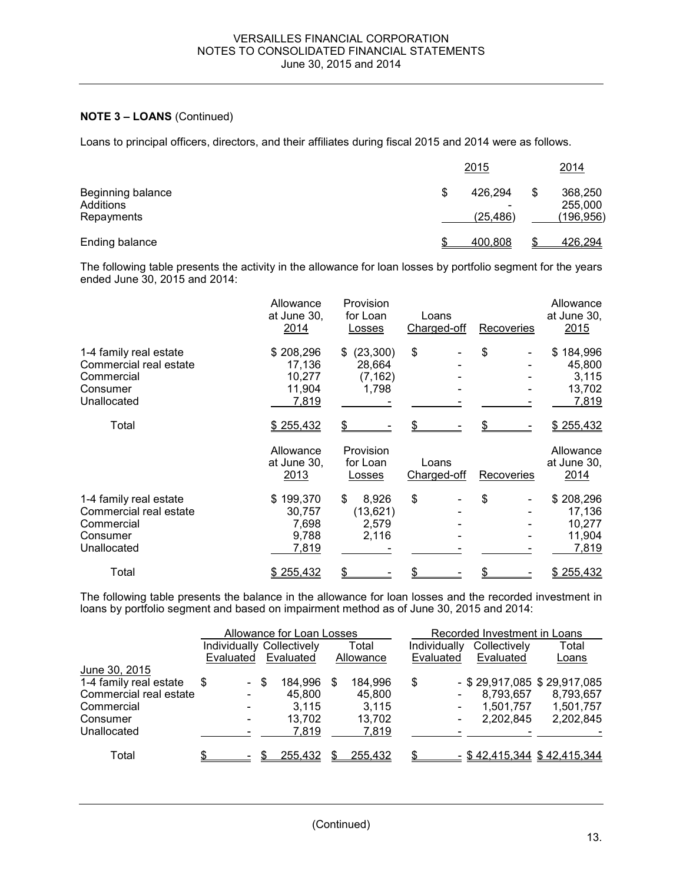VERSAILLES FINANCIAL CORPORATION
NOTES TO CONSOLIDATED FINANCIAL STATEMENTS
June 30, 2015 and 2014

**NOTE 3 – LOANS** (Continued)

Loans to principal officers, directors, and their affiliates during fiscal 2015 and 2014 were as follows.

| | 2015 | 2014 |
|---|---|---|
| Beginning balance | $ 426,294 | $ 368,250 |
| Additions | - | 255,000 |
| Repayments | (25,486) | (196,956) |
| Ending balance | $ 400,808 | $ 426,294 |

The following table presents the activity in the allowance for loan losses by portfolio segment for the years ended June 30, 2015 and 2014:

| | Allowance at June 30, 2014 | Provision for Loan Losses | Loans Charged-off | Recoveries | Allowance at June 30, 2015 |
|---|---|---|---|---|---|
| 1-4 family real estate | $ 208,296 | $ (23,300) | $ - | $ - | $ 184,996 |
| Commercial real estate | 17,136 | 28,664 | - | - | 45,800 |
| Commercial | 10,277 | (7,162) | - | - | 3,115 |
| Consumer | 11,904 | 1,798 | - | - | 13,702 |
| Unallocated | 7,819 | - | - | - | 7,819 |
| Total | $ 255,432 | $ - | $ - | $ - | $ 255,432 |

| | Allowance at June 30, 2013 | Provision for Loan Losses | Loans Charged-off | Recoveries | Allowance at June 30, 2014 |
|---|---|---|---|---|---|
| 1-4 family real estate | $ 199,370 | $ 8,926 | $ - | $ - | $ 208,296 |
| Commercial real estate | 30,757 | (13,621) | - | - | 17,136 |
| Commercial | 7,698 | 2,579 | - | - | 10,277 |
| Consumer | 9,788 | 2,116 | - | - | 11,904 |
| Unallocated | 7,819 | - | - | - | 7,819 |
| Total | $ 255,432 | $ - | $ - | $ - | $ 255,432 |

The following table presents the balance in the allowance for loan losses and the recorded investment in loans by portfolio segment and based on impairment method as of June 30, 2015 and 2014:

| | Allowance for Loan Losses | | | Recorded Investment in Loans | | |
|---|---|---|---|---|---|---|
| | Individually Evaluated | Collectively Evaluated | Total Allowance | Individually Evaluated | Collectively Evaluated | Total Loans |
| June 30, 2015 | | | | | | |
| 1-4 family real estate | $ - | $ 184,996 | $ 184,996 | $ - | $ 29,917,085 | $ 29,917,085 |
| Commercial real estate | - | 45,800 | 45,800 | - | 8,793,657 | 8,793,657 |
| Commercial | - | 3,115 | 3,115 | - | 1,501,757 | 1,501,757 |
| Consumer | - | 13,702 | 13,702 | - | 2,202,845 | 2,202,845 |
| Unallocated | - | 7,819 | 7,819 | - | - | - |
| Total | $ - | $ 255,432 | $ 255,432 | $ - | $ 42,415,344 | $ 42,415,344 |

(Continued)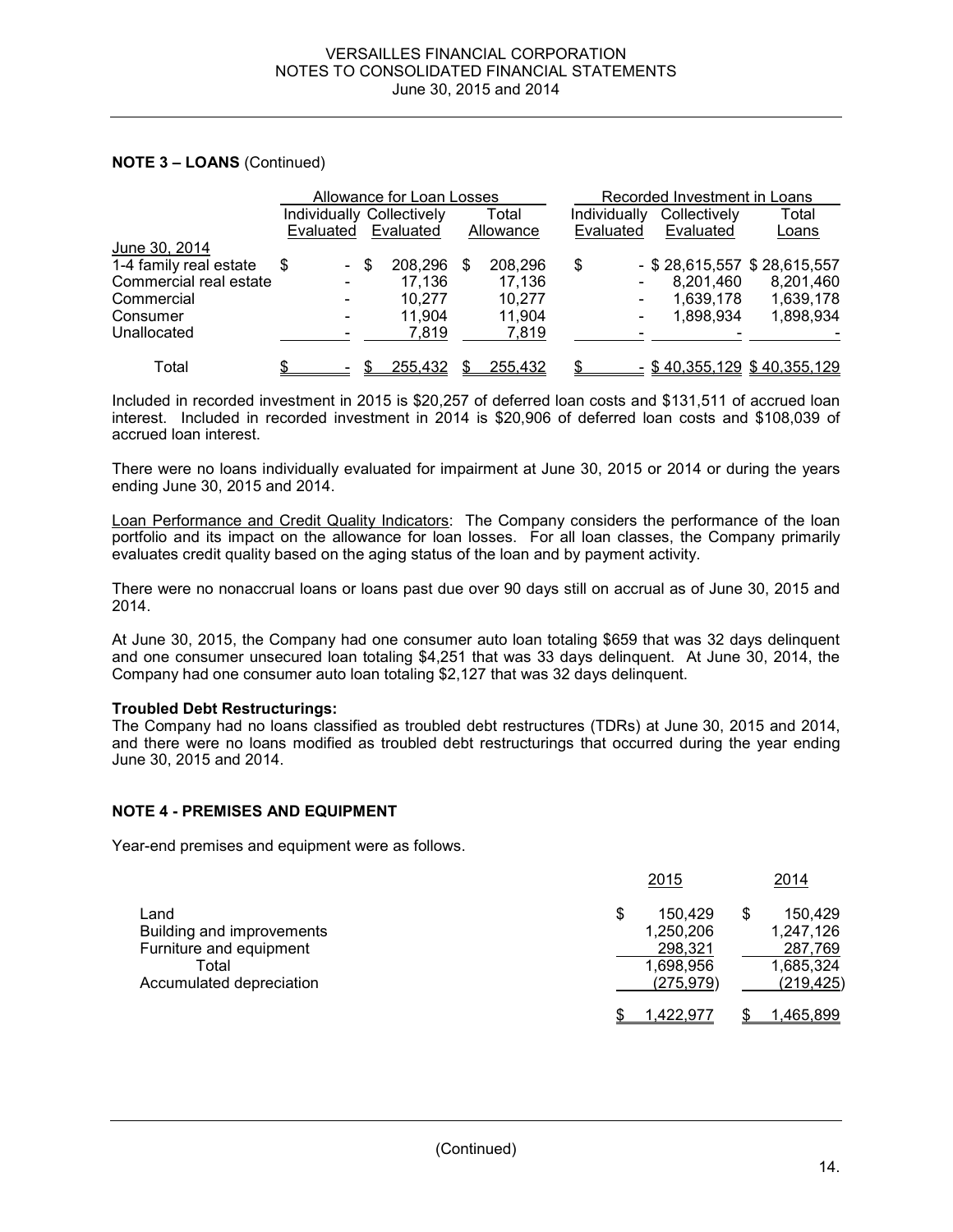**NOTE 3 – LOANS** (Continued)

| | Allowance for Loan Losses | | | Recorded Investment in Loans | | |
|---|---|---|---|---|---|---|
| | Individually Evaluated | Collectively Evaluated | Total Allowance | Individually Evaluated | Collectively Evaluated | Total Loans |
| June 30, 2014 | | | | | | |
| 1-4 family real estate | $ - | $ 208,296 | $ 208,296 | $ - | $ 28,615,557 | $ 28,615,557 |
| Commercial real estate | - | 17,136 | 17,136 | - | 8,201,460 | 8,201,460 |
| Commercial | - | 10,277 | 10,277 | - | 1,639,178 | 1,639,178 |
| Consumer | - | 11,904 | 11,904 | - | 1,898,934 | 1,898,934 |
| Unallocated | - | 7,819 | 7,819 | - | - | - |
| Total | $ - | $ 255,432 | $ 255,432 | $ - | $ 40,355,129 | $ 40,355,129 |

Included in recorded investment in 2015 is $20,257 of deferred loan costs and $131,511 of accrued loan interest. Included in recorded investment in 2014 is $20,906 of deferred loan costs and $108,039 of accrued loan interest.

There were no loans individually evaluated for impairment at June 30, 2015 or 2014 or during the years ending June 30, 2015 and 2014.

Loan Performance and Credit Quality Indicators: The Company considers the performance of the loan portfolio and its impact on the allowance for loan losses. For all loan classes, the Company primarily evaluates credit quality based on the aging status of the loan and by payment activity.

There were no nonaccrual loans or loans past due over 90 days still on accrual as of June 30, 2015 and 2014.

At June 30, 2015, the Company had one consumer auto loan totaling $659 that was 32 days delinquent and one consumer unsecured loan totaling $4,251 that was 33 days delinquent. At June 30, 2014, the Company had one consumer auto loan totaling $2,127 that was 32 days delinquent.

**Troubled Debt Restructurings:**

The Company had no loans classified as troubled debt restructures (TDRs) at June 30, 2015 and 2014, and there were no loans modified as troubled debt restructurings that occurred during the year ending June 30, 2015 and 2014.

## NOTE 4 - PREMISES AND EQUIPMENT

Year-end premises and equipment were as follows.

| | 2015 | 2014 |
|---|---|---|
| Land | $ 150,429 | $ 150,429 |
| Building and improvements | 1,250,206 | 1,247,126 |
| Furniture and equipment | 298,321 | 287,769 |
| Total | 1,698,956 | 1,685,324 |
| Accumulated depreciation | (275,979) | (219,425) |
| | $ 1,422,977 | $ 1,465,899 |

(Continued)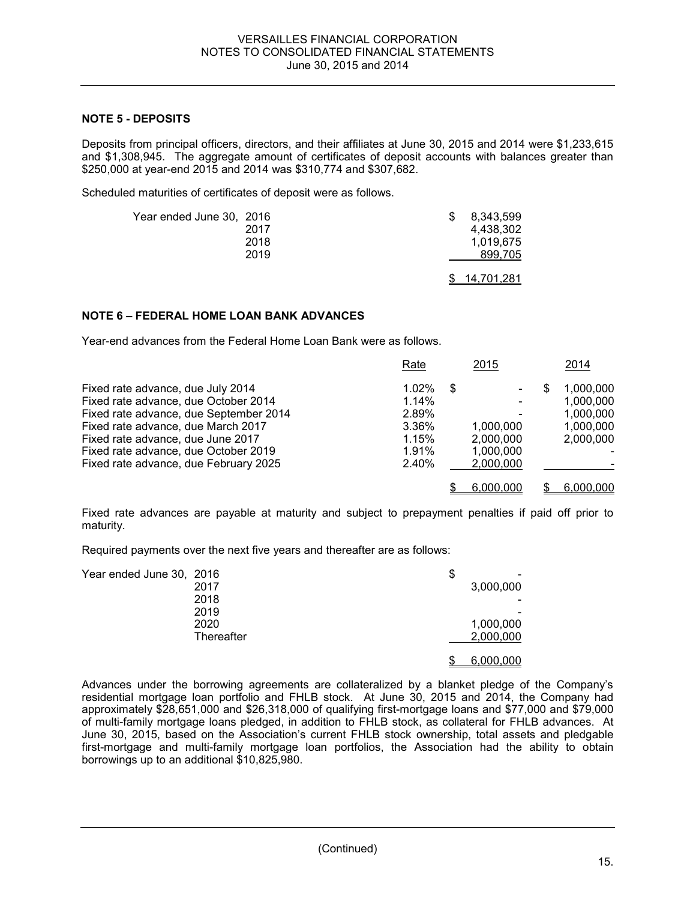## NOTE 5 - DEPOSITS

Deposits from principal officers, directors, and their affiliates at June 30, 2015 and 2014 were $1,233,615 and $1,308,945. The aggregate amount of certificates of deposit accounts with balances greater than $250,000 at year-end 2015 and 2014 was $310,774 and $307,682.

Scheduled maturities of certificates of deposit were as follows.

| | |
|---|---|
| Year ended June 30, 2016 | $ 8,343,599 |
| 2017 | 4,438,302 |
| 2018 | 1,019,675 |
| 2019 | 899,705 |
| | $ 14,701,281 |

## NOTE 6 – FEDERAL HOME LOAN BANK ADVANCES

Year-end advances from the Federal Home Loan Bank were as follows.

| | Rate | 2015 | 2014 |
|---|---|---|---|
| Fixed rate advance, due July 2014 | 1.02% | $ - | $ 1,000,000 |
| Fixed rate advance, due October 2014 | 1.14% | - | 1,000,000 |
| Fixed rate advance, due September 2014 | 2.89% | - | 1,000,000 |
| Fixed rate advance, due March 2017 | 3.36% | 1,000,000 | 1,000,000 |
| Fixed rate advance, due June 2017 | 1.15% | 2,000,000 | 2,000,000 |
| Fixed rate advance, due October 2019 | 1.91% | 1,000,000 | - |
| Fixed rate advance, due February 2025 | 2.40% | 2,000,000 | - |
| | | $ 6,000,000 | $ 6,000,000 |

Fixed rate advances are payable at maturity and subject to prepayment penalties if paid off prior to maturity.

Required payments over the next five years and thereafter are as follows:

| | |
|---|---|
| Year ended June 30, 2016 | $ - |
| 2017 | 3,000,000 |
| 2018 | - |
| 2019 | - |
| 2020 | 1,000,000 |
| Thereafter | 2,000,000 |
| | $ 6,000,000 |

Advances under the borrowing agreements are collateralized by a blanket pledge of the Company's residential mortgage loan portfolio and FHLB stock. At June 30, 2015 and 2014, the Company had approximately $28,651,000 and $26,318,000 of qualifying first-mortgage loans and $77,000 and $79,000 of multi-family mortgage loans pledged, in addition to FHLB stock, as collateral for FHLB advances. At June 30, 2015, based on the Association's current FHLB stock ownership, total assets and pledgable first-mortgage and multi-family mortgage loan portfolios, the Association had the ability to obtain borrowings up to an additional $10,825,980.

(Continued)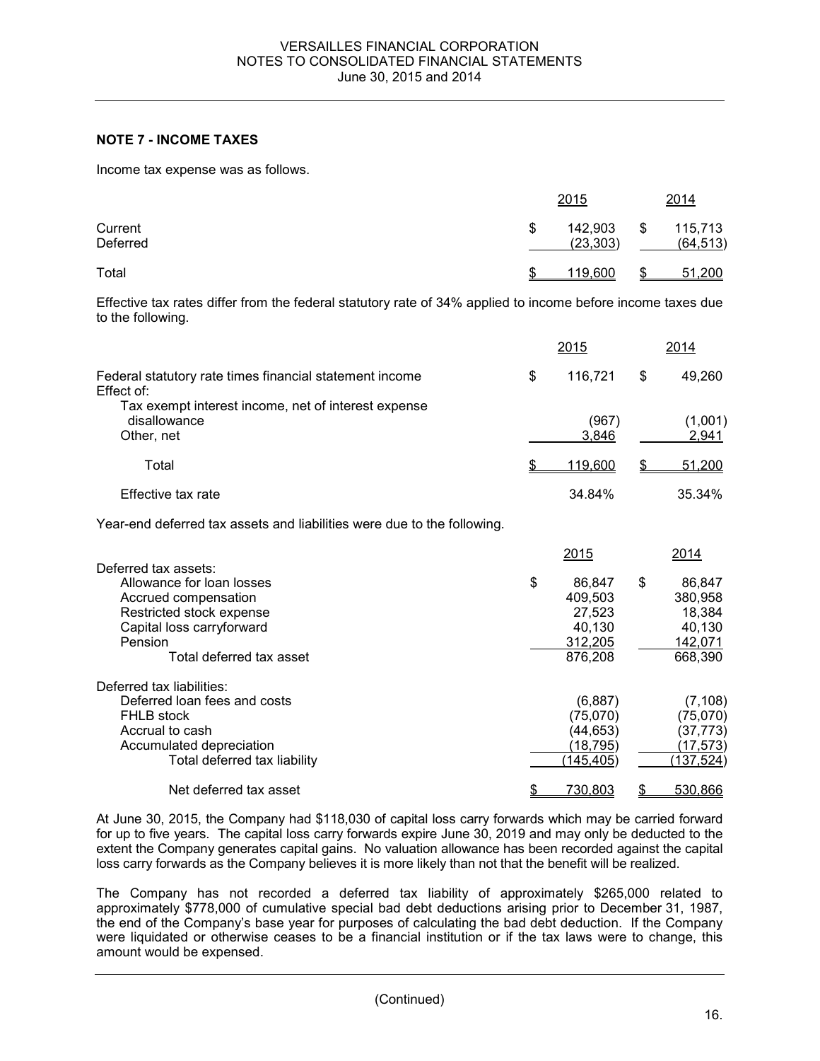VERSAILLES FINANCIAL CORPORATION
NOTES TO CONSOLIDATED FINANCIAL STATEMENTS
June 30, 2015 and 2014

## NOTE 7 - INCOME TAXES

Income tax expense was as follows.

| | 2015 | 2014 |
|---|---|---|
| Current | $ 142,903 | $ 115,713 |
| Deferred | (23,303) | (64,513) |
| Total | $ 119,600 | $ 51,200 |

Effective tax rates differ from the federal statutory rate of 34% applied to income before income taxes due to the following.

| | 2015 | 2014 |
|---|---|---|
| Federal statutory rate times financial statement income | $ 116,721 | $ 49,260 |
| Effect of: | | |
| Tax exempt interest income, net of interest expense disallowance | (967) | (1,001) |
| Other, net | 3,846 | 2,941 |
| Total | $ 119,600 | $ 51,200 |
| Effective tax rate | 34.84% | 35.34% |

Year-end deferred tax assets and liabilities were due to the following.

| | 2015 | 2014 |
|---|---|---|
| Deferred tax assets: | | |
| Allowance for loan losses | $ 86,847 | $ 86,847 |
| Accrued compensation | 409,503 | 380,958 |
| Restricted stock expense | 27,523 | 18,384 |
| Capital loss carryforward | 40,130 | 40,130 |
| Pension | 312,205 | 142,071 |
| Total deferred tax asset | 876,208 | 668,390 |
| Deferred tax liabilities: | | |
| Deferred loan fees and costs | (6,887) | (7,108) |
| FHLB stock | (75,070) | (75,070) |
| Accrual to cash | (44,653) | (37,773) |
| Accumulated depreciation | (18,795) | (17,573) |
| Total deferred tax liability | (145,405) | (137,524) |
| Net deferred tax asset | $ 730,803 | $ 530,866 |

At June 30, 2015, the Company had $118,030 of capital loss carry forwards which may be carried forward for up to five years. The capital loss carry forwards expire June 30, 2019 and may only be deducted to the extent the Company generates capital gains. No valuation allowance has been recorded against the capital loss carry forwards as the Company believes it is more likely than not that the benefit will be realized.

The Company has not recorded a deferred tax liability of approximately $265,000 related to approximately $778,000 of cumulative special bad debt deductions arising prior to December 31, 1987, the end of the Company's base year for purposes of calculating the bad debt deduction. If the Company were liquidated or otherwise ceases to be a financial institution or if the tax laws were to change, this amount would be expensed.

(Continued)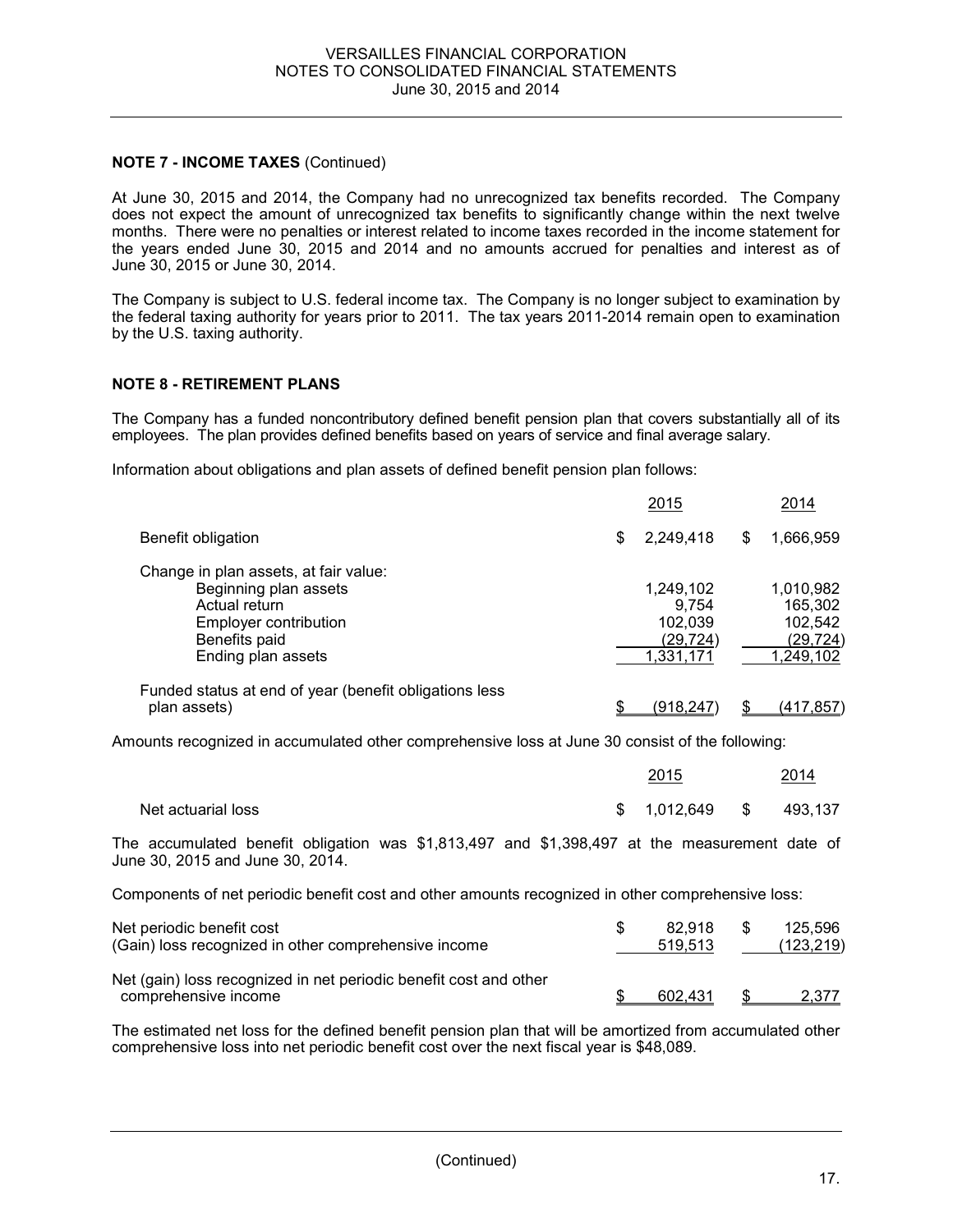**NOTE 7 - INCOME TAXES** (Continued)

At June 30, 2015 and 2014, the Company had no unrecognized tax benefits recorded. The Company does not expect the amount of unrecognized tax benefits to significantly change within the next twelve months. There were no penalties or interest related to income taxes recorded in the income statement for the years ended June 30, 2015 and 2014 and no amounts accrued for penalties and interest as of June 30, 2015 or June 30, 2014.

The Company is subject to U.S. federal income tax. The Company is no longer subject to examination by the federal taxing authority for years prior to 2011. The tax years 2011-2014 remain open to examination by the U.S. taxing authority.

**NOTE 8 - RETIREMENT PLANS**

The Company has a funded noncontributory defined benefit pension plan that covers substantially all of its employees. The plan provides defined benefits based on years of service and final average salary.

Information about obligations and plan assets of defined benefit pension plan follows:

| | 2015 | 2014 |
|---|---|---|
| Benefit obligation | $ 2,249,418 | $ 1,666,959 |
| Change in plan assets, at fair value: | | |
| Beginning plan assets | 1,249,102 | 1,010,982 |
| Actual return | 9,754 | 165,302 |
| Employer contribution | 102,039 | 102,542 |
| Benefits paid | (29,724) | (29,724) |
| Ending plan assets | 1,331,171 | 1,249,102 |
| Funded status at end of year (benefit obligations less plan assets) | $ (918,247) | $ (417,857) |

Amounts recognized in accumulated other comprehensive loss at June 30 consist of the following:

| | 2015 | 2014 |
|---|---|---|
| Net actuarial loss | $ 1,012,649 | $ 493,137 |

The accumulated benefit obligation was $1,813,497 and $1,398,497 at the measurement date of June 30, 2015 and June 30, 2014.

Components of net periodic benefit cost and other amounts recognized in other comprehensive loss:

| | 2015 | 2014 |
|---|---|---|
| Net periodic benefit cost | $ 82,918 | $ 125,596 |
| (Gain) loss recognized in other comprehensive income | 519,513 | (123,219) |
| Net (gain) loss recognized in net periodic benefit cost and other comprehensive income | $ 602,431 | $ 2,377 |

The estimated net loss for the defined benefit pension plan that will be amortized from accumulated other comprehensive loss into net periodic benefit cost over the next fiscal year is $48,089.

(Continued)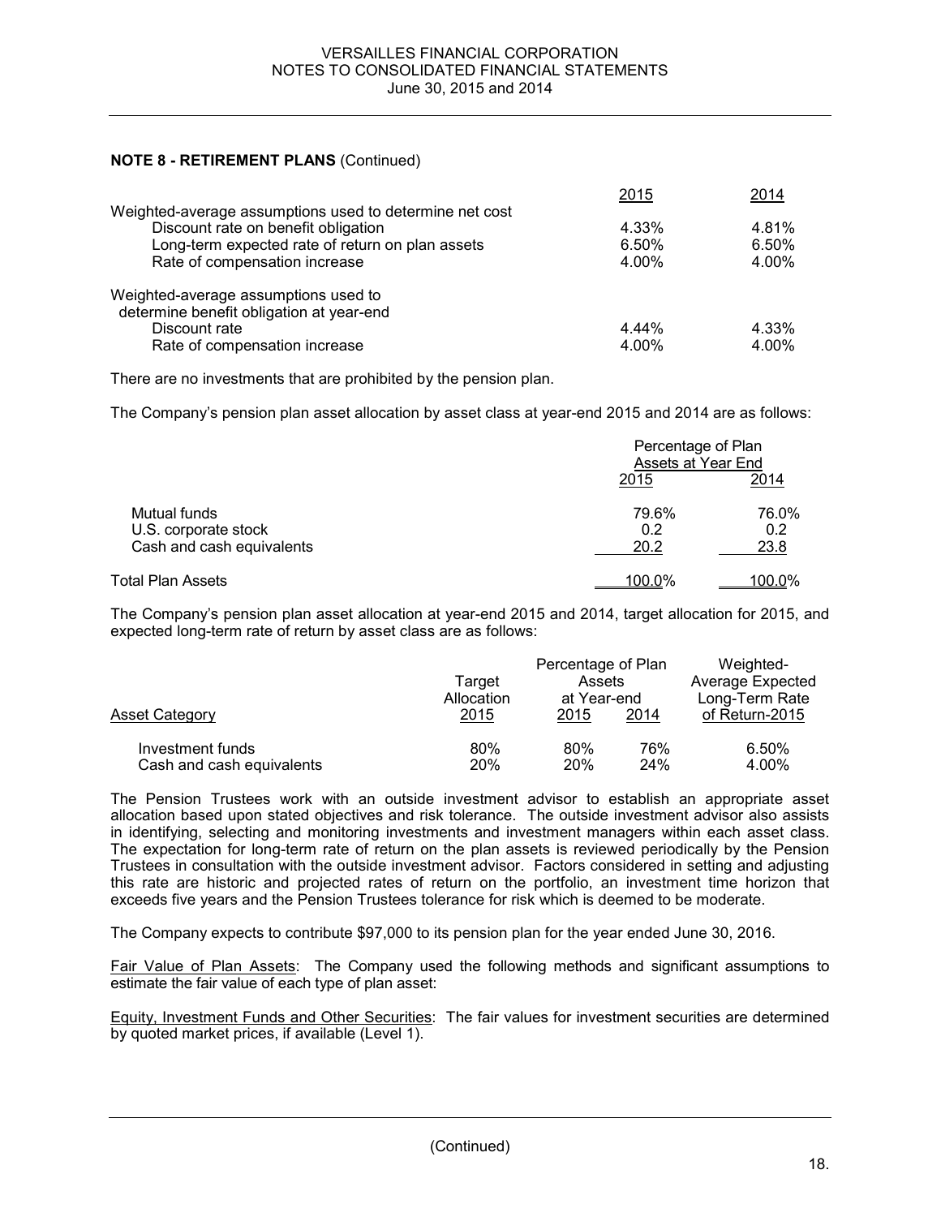**NOTE 8 - RETIREMENT PLANS** (Continued)

| | 2015 | 2014 |
|---|---|---|
| Weighted-average assumptions used to determine net cost | | |
| Discount rate on benefit obligation | 4.33% | 4.81% |
| Long-term expected rate of return on plan assets | 6.50% | 6.50% |
| Rate of compensation increase | 4.00% | 4.00% |
| Weighted-average assumptions used to determine benefit obligation at year-end | | |
| Discount rate | 4.44% | 4.33% |
| Rate of compensation increase | 4.00% | 4.00% |

There are no investments that are prohibited by the pension plan.

The Company's pension plan asset allocation by asset class at year-end 2015 and 2014 are as follows:

| | Percentage of Plan Assets at Year End | |
|---|---|---|
| | 2015 | 2014 |
| Mutual funds | 79.6% | 76.0% |
| U.S. corporate stock | 0.2 | 0.2 |
| Cash and cash equivalents | 20.2 | 23.8 |
| Total Plan Assets | 100.0% | 100.0% |

The Company's pension plan asset allocation at year-end 2015 and 2014, target allocation for 2015, and expected long-term rate of return by asset class are as follows:

| Asset Category | Target Allocation 2015 | Percentage of Plan Assets at Year-end 2015 | 2014 | Weighted-Average Expected Long-Term Rate of Return-2015 |
|---|---|---|---|---|
| Investment funds | 80% | 80% | 76% | 6.50% |
| Cash and cash equivalents | 20% | 20% | 24% | 4.00% |

The Pension Trustees work with an outside investment advisor to establish an appropriate asset allocation based upon stated objectives and risk tolerance. The outside investment advisor also assists in identifying, selecting and monitoring investments and investment managers within each asset class. The expectation for long-term rate of return on the plan assets is reviewed periodically by the Pension Trustees in consultation with the outside investment advisor. Factors considered in setting and adjusting this rate are historic and projected rates of return on the portfolio, an investment time horizon that exceeds five years and the Pension Trustees tolerance for risk which is deemed to be moderate.

The Company expects to contribute $97,000 to its pension plan for the year ended June 30, 2016.

Fair Value of Plan Assets: The Company used the following methods and significant assumptions to estimate the fair value of each type of plan asset:

Equity, Investment Funds and Other Securities: The fair values for investment securities are determined by quoted market prices, if available (Level 1).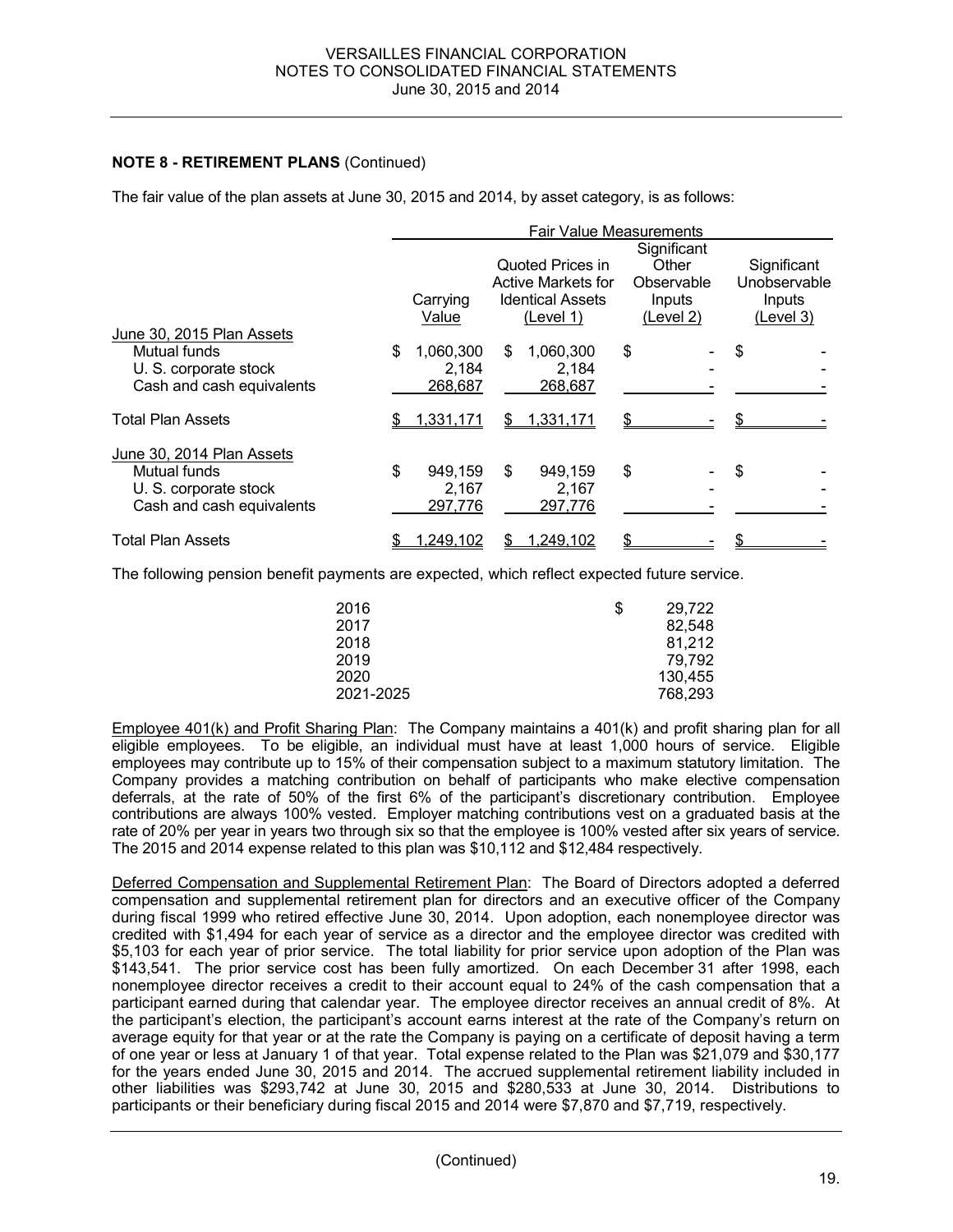**NOTE 8 - RETIREMENT PLANS** (Continued)

The fair value of the plan assets at June 30, 2015 and 2014, by asset category, is as follows:

| | Fair Value Measurements | | | |
|---|---|---|---|---|
| | Carrying Value | Quoted Prices in Active Markets for Identical Assets (Level 1) | Significant Other Observable Inputs (Level 2) | Significant Unobservable Inputs (Level 3) |
| June 30, 2015 Plan Assets | | | | |
| Mutual funds | $ 1,060,300 | $ 1,060,300 | $ - | $ - |
| U. S. corporate stock | 2,184 | 2,184 | - | - |
| Cash and cash equivalents | 268,687 | 268,687 | - | - |
| Total Plan Assets | $ 1,331,171 | $ 1,331,171 | $ - | $ - |
| June 30, 2014 Plan Assets | | | | |
| Mutual funds | $ 949,159 | $ 949,159 | $ - | $ - |
| U. S. corporate stock | 2,167 | 2,167 | - | - |
| Cash and cash equivalents | 297,776 | 297,776 | - | - |
| Total Plan Assets | $ 1,249,102 | $ 1,249,102 | $ - | $ - |

The following pension benefit payments are expected, which reflect expected future service.

| | |
|---|---|
| 2016 | $ 29,722 |
| 2017 | 82,548 |
| 2018 | 81,212 |
| 2019 | 79,792 |
| 2020 | 130,455 |
| 2021-2025 | 768,293 |

Employee 401(k) and Profit Sharing Plan: The Company maintains a 401(k) and profit sharing plan for all eligible employees. To be eligible, an individual must have at least 1,000 hours of service. Eligible employees may contribute up to 15% of their compensation subject to a maximum statutory limitation. The Company provides a matching contribution on behalf of participants who make elective compensation deferrals, at the rate of 50% of the first 6% of the participant's discretionary contribution. Employee contributions are always 100% vested. Employer matching contributions vest on a graduated basis at the rate of 20% per year in years two through six so that the employee is 100% vested after six years of service. The 2015 and 2014 expense related to this plan was $10,112 and $12,484 respectively.

Deferred Compensation and Supplemental Retirement Plan: The Board of Directors adopted a deferred compensation and supplemental retirement plan for directors and an executive officer of the Company during fiscal 1999 who retired effective June 30, 2014. Upon adoption, each nonemployee director was credited with $1,494 for each year of service as a director and the employee director was credited with $5,103 for each year of prior service. The total liability for prior service upon adoption of the Plan was $143,541. The prior service cost has been fully amortized. On each December 31 after 1998, each nonemployee director receives a credit to their account equal to 24% of the cash compensation that a participant earned during that calendar year. The employee director receives an annual credit of 8%. At the participant's election, the participant's account earns interest at the rate of the Company's return on average equity for that year or at the rate the Company is paying on a certificate of deposit having a term of one year or less at January 1 of that year. Total expense related to the Plan was $21,079 and $30,177 for the years ended June 30, 2015 and 2014. The accrued supplemental retirement liability included in other liabilities was $293,742 at June 30, 2015 and $280,533 at June 30, 2014. Distributions to participants or their beneficiary during fiscal 2015 and 2014 were $7,870 and $7,719, respectively.

(Continued)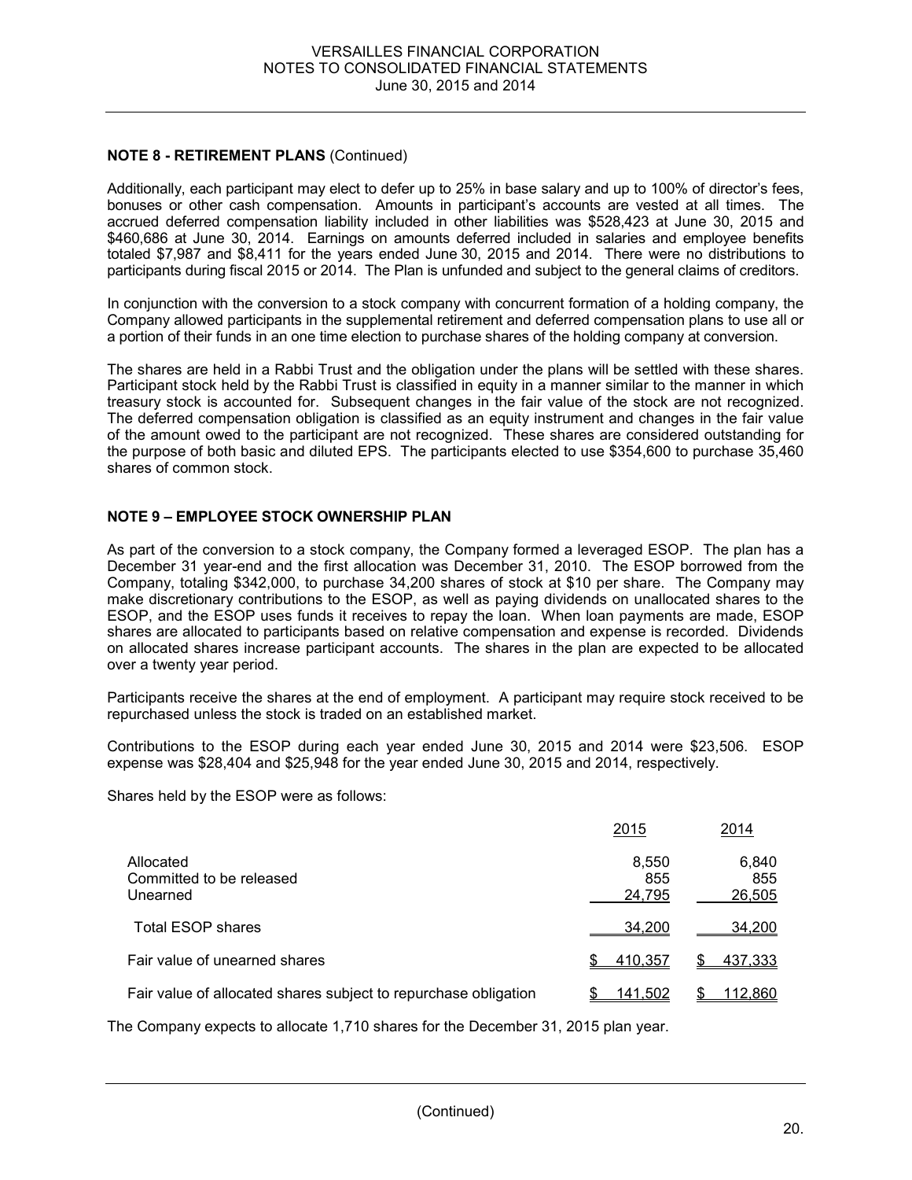## NOTE 8 - RETIREMENT PLANS (Continued)

Additionally, each participant may elect to defer up to 25% in base salary and up to 100% of director's fees, bonuses or other cash compensation. Amounts in participant's accounts are vested at all times. The accrued deferred compensation liability included in other liabilities was $528,423 at June 30, 2015 and $460,686 at June 30, 2014. Earnings on amounts deferred included in salaries and employee benefits totaled $7,987 and $8,411 for the years ended June 30, 2015 and 2014. There were no distributions to participants during fiscal 2015 or 2014. The Plan is unfunded and subject to the general claims of creditors.

In conjunction with the conversion to a stock company with concurrent formation of a holding company, the Company allowed participants in the supplemental retirement and deferred compensation plans to use all or a portion of their funds in an one time election to purchase shares of the holding company at conversion.

The shares are held in a Rabbi Trust and the obligation under the plans will be settled with these shares. Participant stock held by the Rabbi Trust is classified in equity in a manner similar to the manner in which treasury stock is accounted for. Subsequent changes in the fair value of the stock are not recognized. The deferred compensation obligation is classified as an equity instrument and changes in the fair value of the amount owed to the participant are not recognized. These shares are considered outstanding for the purpose of both basic and diluted EPS. The participants elected to use $354,600 to purchase 35,460 shares of common stock.

## NOTE 9 – EMPLOYEE STOCK OWNERSHIP PLAN

As part of the conversion to a stock company, the Company formed a leveraged ESOP. The plan has a December 31 year-end and the first allocation was December 31, 2010. The ESOP borrowed from the Company, totaling $342,000, to purchase 34,200 shares of stock at $10 per share. The Company may make discretionary contributions to the ESOP, as well as paying dividends on unallocated shares to the ESOP, and the ESOP uses funds it receives to repay the loan. When loan payments are made, ESOP shares are allocated to participants based on relative compensation and expense is recorded. Dividends on allocated shares increase participant accounts. The shares in the plan are expected to be allocated over a twenty year period.

Participants receive the shares at the end of employment. A participant may require stock received to be repurchased unless the stock is traded on an established market.

Contributions to the ESOP during each year ended June 30, 2015 and 2014 were $23,506. ESOP expense was $28,404 and $25,948 for the year ended June 30, 2015 and 2014, respectively.

Shares held by the ESOP were as follows:

| | 2015 | 2014 |
|---|---|---|
| Allocated | 8,550 | 6,840 |
| Committed to be released | 855 | 855 |
| Unearned | 24,795 | 26,505 |
| Total ESOP shares | 34,200 | 34,200 |
| Fair value of unearned shares | $ 410,357 | $ 437,333 |
| Fair value of allocated shares subject to repurchase obligation | $ 141,502 | $ 112,860 |

The Company expects to allocate 1,710 shares for the December 31, 2015 plan year.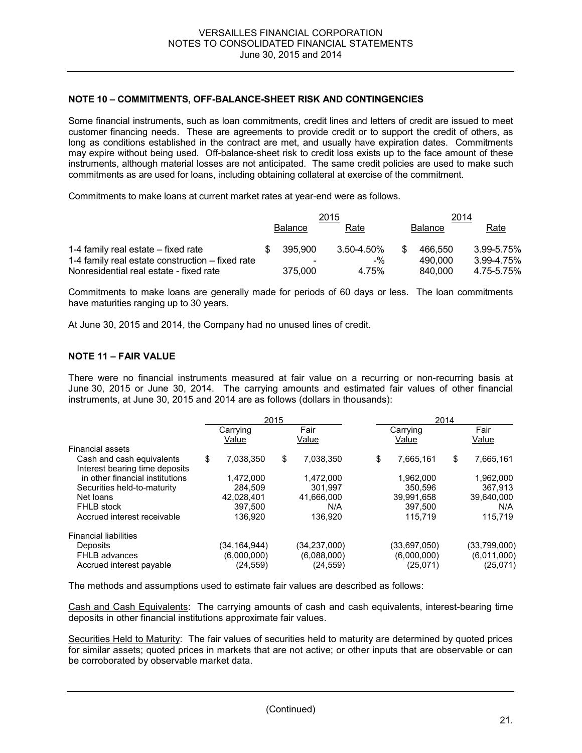### NOTE 10 – COMMITMENTS, OFF-BALANCE-SHEET RISK AND CONTINGENCIES

Some financial instruments, such as loan commitments, credit lines and letters of credit are issued to meet customer financing needs. These are agreements to provide credit or to support the credit of others, as long as conditions established in the contract are met, and usually have expiration dates. Commitments may expire without being used. Off-balance-sheet risk to credit loss exists up to the face amount of these instruments, although material losses are not anticipated. The same credit policies are used to make such commitments as are used for loans, including obtaining collateral at exercise of the commitment.

Commitments to make loans at current market rates at year-end were as follows.

| | 2015 | | 2014 | |
|---|---|---|---|---|
| | Balance | Rate | Balance | Rate |
| 1-4 family real estate – fixed rate | $ 395,900 | 3.50-4.50% | $ 466,550 | 3.99-5.75% |
| 1-4 family real estate construction – fixed rate | - | -% | 490,000 | 3.99-4.75% |
| Nonresidential real estate - fixed rate | 375,000 | 4.75% | 840,000 | 4.75-5.75% |

Commitments to make loans are generally made for periods of 60 days or less. The loan commitments have maturities ranging up to 30 years.

At June 30, 2015 and 2014, the Company had no unused lines of credit.

### NOTE 11 – FAIR VALUE

There were no financial instruments measured at fair value on a recurring or non-recurring basis at June 30, 2015 or June 30, 2014. The carrying amounts and estimated fair values of other financial instruments, at June 30, 2015 and 2014 are as follows (dollars in thousands):

| | 2015 | | 2014 | |
|---|---|---|---|---|
| | Carrying Value | Fair Value | Carrying Value | Fair Value |
| Financial assets | | | | |
| Cash and cash equivalents | $ 7,038,350 | $ 7,038,350 | $ 7,665,161 | $ 7,665,161 |
| Interest bearing time deposits in other financial institutions | 1,472,000 | 1,472,000 | 1,962,000 | 1,962,000 |
| Securities held-to-maturity | 284,509 | 301,997 | 350,596 | 367,913 |
| Net loans | 42,028,401 | 41,666,000 | 39,991,658 | 39,640,000 |
| FHLB stock | 397,500 | N/A | 397,500 | N/A |
| Accrued interest receivable | 136,920 | 136,920 | 115,719 | 115,719 |
| Financial liabilities | | | | |
| Deposits | (34,164,944) | (34,237,000) | (33,697,050) | (33,799,000) |
| FHLB advances | (6,000,000) | (6,088,000) | (6,000,000) | (6,011,000) |
| Accrued interest payable | (24,559) | (24,559) | (25,071) | (25,071) |

The methods and assumptions used to estimate fair values are described as follows:

Cash and Cash Equivalents: The carrying amounts of cash and cash equivalents, interest-bearing time deposits in other financial institutions approximate fair values.

Securities Held to Maturity: The fair values of securities held to maturity are determined by quoted prices for similar assets; quoted prices in markets that are not active; or other inputs that are observable or can be corroborated by observable market data.

(Continued)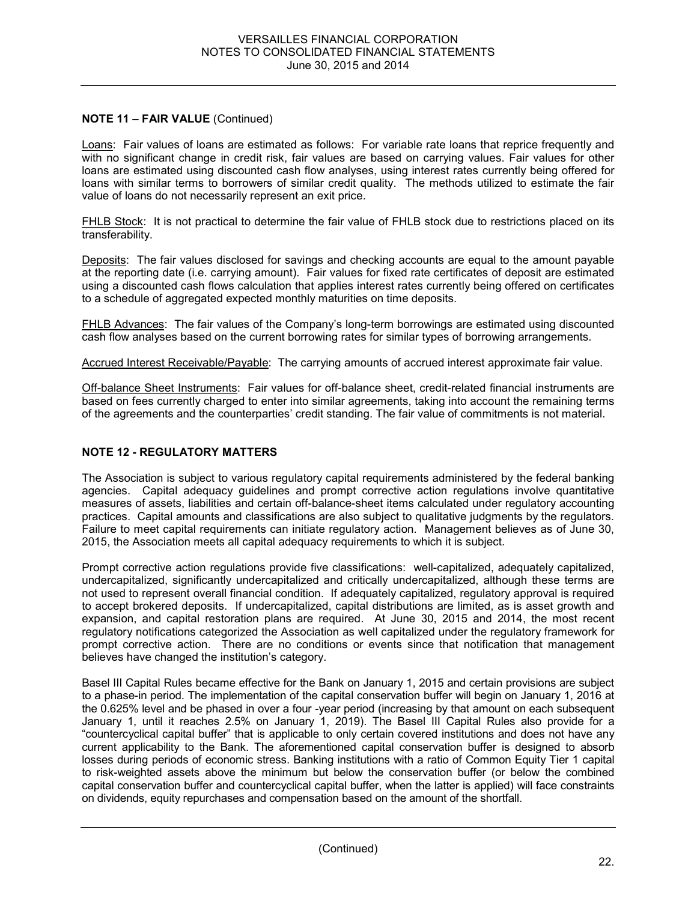## NOTE 11 – FAIR VALUE (Continued)

Loans: Fair values of loans are estimated as follows: For variable rate loans that reprice frequently and with no significant change in credit risk, fair values are based on carrying values. Fair values for other loans are estimated using discounted cash flow analyses, using interest rates currently being offered for loans with similar terms to borrowers of similar credit quality. The methods utilized to estimate the fair value of loans do not necessarily represent an exit price.

FHLB Stock: It is not practical to determine the fair value of FHLB stock due to restrictions placed on its transferability.

Deposits: The fair values disclosed for savings and checking accounts are equal to the amount payable at the reporting date (i.e. carrying amount). Fair values for fixed rate certificates of deposit are estimated using a discounted cash flows calculation that applies interest rates currently being offered on certificates to a schedule of aggregated expected monthly maturities on time deposits.

FHLB Advances: The fair values of the Company's long-term borrowings are estimated using discounted cash flow analyses based on the current borrowing rates for similar types of borrowing arrangements.

Accrued Interest Receivable/Payable: The carrying amounts of accrued interest approximate fair value.

Off-balance Sheet Instruments: Fair values for off-balance sheet, credit-related financial instruments are based on fees currently charged to enter into similar agreements, taking into account the remaining terms of the agreements and the counterparties' credit standing. The fair value of commitments is not material.

## NOTE 12 - REGULATORY MATTERS

The Association is subject to various regulatory capital requirements administered by the federal banking agencies. Capital adequacy guidelines and prompt corrective action regulations involve quantitative measures of assets, liabilities and certain off-balance-sheet items calculated under regulatory accounting practices. Capital amounts and classifications are also subject to qualitative judgments by the regulators. Failure to meet capital requirements can initiate regulatory action. Management believes as of June 30, 2015, the Association meets all capital adequacy requirements to which it is subject.

Prompt corrective action regulations provide five classifications: well-capitalized, adequately capitalized, undercapitalized, significantly undercapitalized and critically undercapitalized, although these terms are not used to represent overall financial condition. If adequately capitalized, regulatory approval is required to accept brokered deposits. If undercapitalized, capital distributions are limited, as is asset growth and expansion, and capital restoration plans are required. At June 30, 2015 and 2014, the most recent regulatory notifications categorized the Association as well capitalized under the regulatory framework for prompt corrective action. There are no conditions or events since that notification that management believes have changed the institution's category.

Basel III Capital Rules became effective for the Bank on January 1, 2015 and certain provisions are subject to a phase-in period. The implementation of the capital conservation buffer will begin on January 1, 2016 at the 0.625% level and be phased in over a four -year period (increasing by that amount on each subsequent January 1, until it reaches 2.5% on January 1, 2019). The Basel III Capital Rules also provide for a "countercyclical capital buffer" that is applicable to only certain covered institutions and does not have any current applicability to the Bank. The aforementioned capital conservation buffer is designed to absorb losses during periods of economic stress. Banking institutions with a ratio of Common Equity Tier 1 capital to risk-weighted assets above the minimum but below the conservation buffer (or below the combined capital conservation buffer and countercyclical capital buffer, when the latter is applied) will face constraints on dividends, equity repurchases and compensation based on the amount of the shortfall.

(Continued)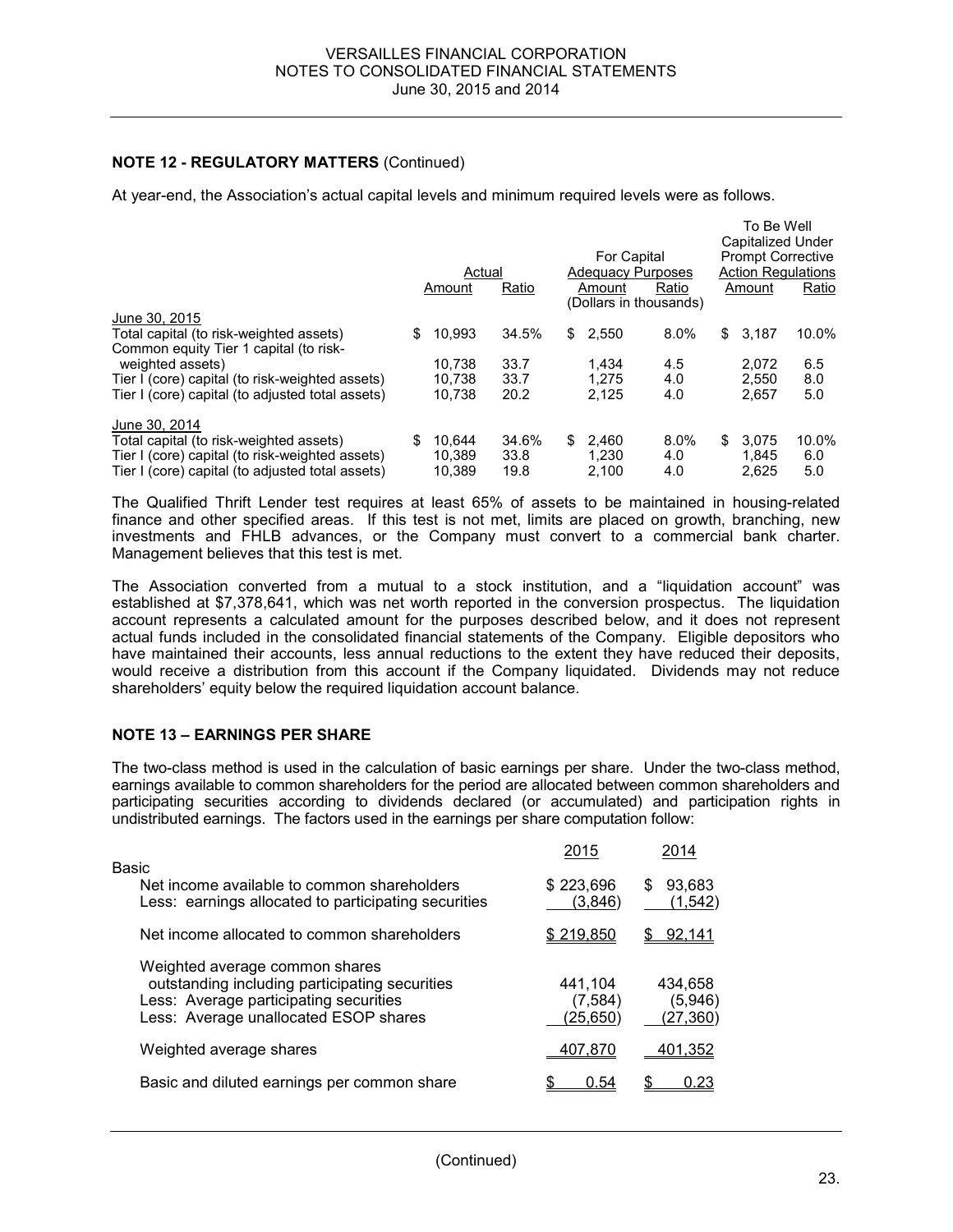### NOTE 12 - REGULATORY MATTERS (Continued)

At year-end, the Association's actual capital levels and minimum required levels were as follows.

| | Actual | | For Capital Adequacy Purposes | | To Be Well Capitalized Under Prompt Corrective Action Regulations | |
|---|---|---|---|---|---|---|
| | Amount | Ratio | Amount | Ratio | Amount | Ratio |
| | | | (Dollars in thousands) | | | |
| June 30, 2015 | | | | | | |
| Total capital (to risk-weighted assets) | $ 10,993 | 34.5% | $ 2,550 | 8.0% | $ 3,187 | 10.0% |
| Common equity Tier 1 capital (to risk-weighted assets) | 10,738 | 33.7 | 1,434 | 4.5 | 2,072 | 6.5 |
| Tier I (core) capital (to risk-weighted assets) | 10,738 | 33.7 | 1,275 | 4.0 | 2,550 | 8.0 |
| Tier I (core) capital (to adjusted total assets) | 10,738 | 20.2 | 2,125 | 4.0 | 2,657 | 5.0 |
| June 30, 2014 | | | | | | |
| Total capital (to risk-weighted assets) | $ 10,644 | 34.6% | $ 2,460 | 8.0% | $ 3,075 | 10.0% |
| Tier I (core) capital (to risk-weighted assets) | 10,389 | 33.8 | 1,230 | 4.0 | 1,845 | 6.0 |
| Tier I (core) capital (to adjusted total assets) | 10,389 | 19.8 | 2,100 | 4.0 | 2,625 | 5.0 |

The Qualified Thrift Lender test requires at least 65% of assets to be maintained in housing-related finance and other specified areas. If this test is not met, limits are placed on growth, branching, new investments and FHLB advances, or the Company must convert to a commercial bank charter. Management believes that this test is met.

The Association converted from a mutual to a stock institution, and a "liquidation account" was established at $7,378,641, which was net worth reported in the conversion prospectus. The liquidation account represents a calculated amount for the purposes described below, and it does not represent actual funds included in the consolidated financial statements of the Company. Eligible depositors who have maintained their accounts, less annual reductions to the extent they have reduced their deposits, would receive a distribution from this account if the Company liquidated. Dividends may not reduce shareholders' equity below the required liquidation account balance.

### NOTE 13 – EARNINGS PER SHARE

The two-class method is used in the calculation of basic earnings per share. Under the two-class method, earnings available to common shareholders for the period are allocated between common shareholders and participating securities according to dividends declared (or accumulated) and participation rights in undistributed earnings. The factors used in the earnings per share computation follow:

| | 2015 | 2014 |
|---|---|---|
| Basic | | |
| Net income available to common shareholders | $ 223,696 | $ 93,683 |
| Less: earnings allocated to participating securities | (3,846) | (1,542) |
| Net income allocated to common shareholders | $ 219,850 | $ 92,141 |
| Weighted average common shares outstanding including participating securities | 441,104 | 434,658 |
| Less: Average participating securities | (7,584) | (5,946) |
| Less: Average unallocated ESOP shares | (25,650) | (27,360) |
| Weighted average shares | 407,870 | 401,352 |
| Basic and diluted earnings per common share | $ 0.54 | $ 0.23 |

(Continued)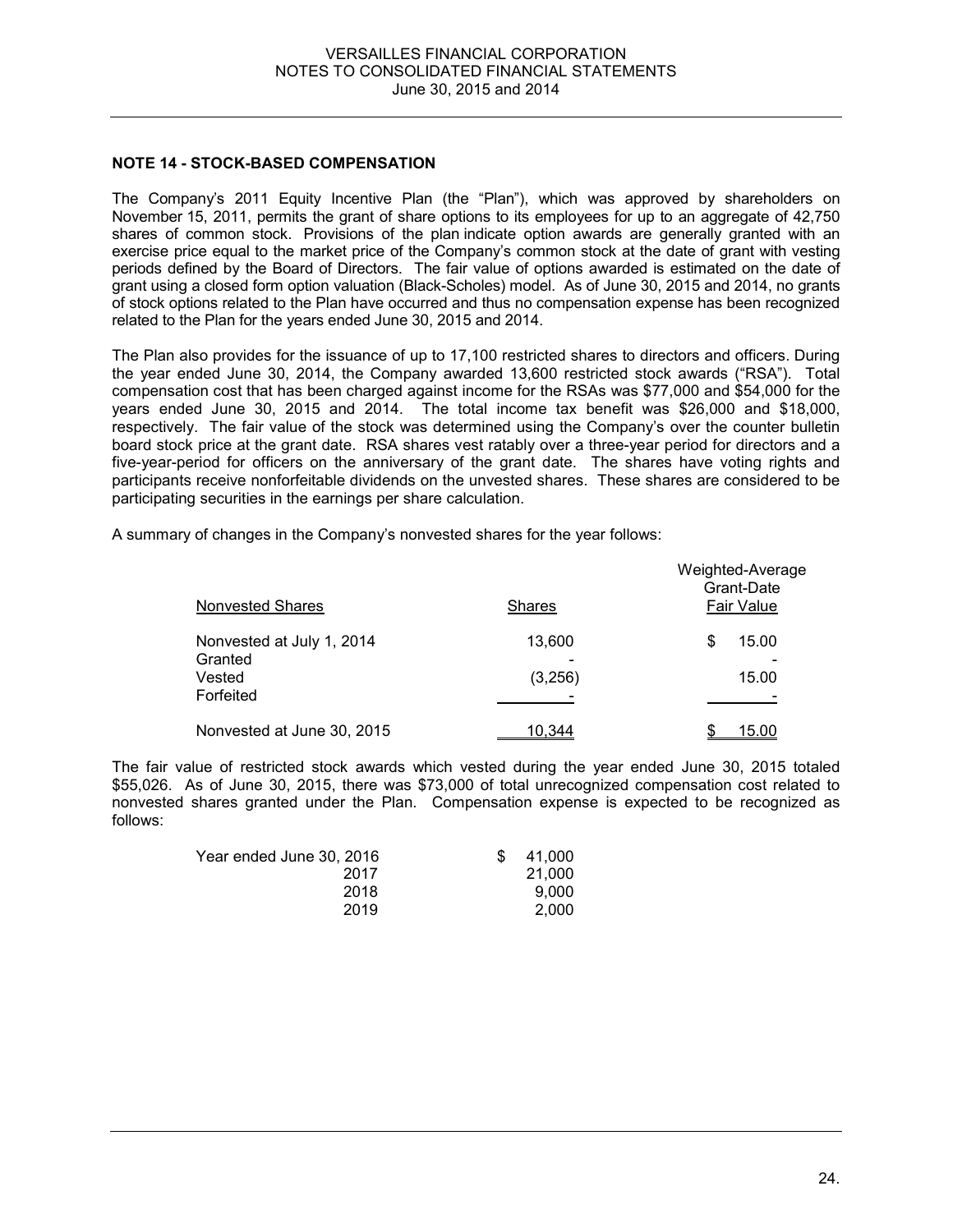## NOTE 14 - STOCK-BASED COMPENSATION

The Company's 2011 Equity Incentive Plan (the "Plan"), which was approved by shareholders on November 15, 2011, permits the grant of share options to its employees for up to an aggregate of 42,750 shares of common stock. Provisions of the plan indicate option awards are generally granted with an exercise price equal to the market price of the Company's common stock at the date of grant with vesting periods defined by the Board of Directors. The fair value of options awarded is estimated on the date of grant using a closed form option valuation (Black-Scholes) model. As of June 30, 2015 and 2014, no grants of stock options related to the Plan have occurred and thus no compensation expense has been recognized related to the Plan for the years ended June 30, 2015 and 2014.

The Plan also provides for the issuance of up to 17,100 restricted shares to directors and officers. During the year ended June 30, 2014, the Company awarded 13,600 restricted stock awards ("RSA"). Total compensation cost that has been charged against income for the RSAs was $77,000 and $54,000 for the years ended June 30, 2015 and 2014. The total income tax benefit was $26,000 and $18,000, respectively. The fair value of the stock was determined using the Company's over the counter bulletin board stock price at the grant date. RSA shares vest ratably over a three-year period for directors and a five-year-period for officers on the anniversary of the grant date. The shares have voting rights and participants receive nonforfeitable dividends on the unvested shares. These shares are considered to be participating securities in the earnings per share calculation.

A summary of changes in the Company's nonvested shares for the year follows:

| Nonvested Shares | Shares | Weighted-Average Grant-Date Fair Value |
|---|---|---|
| Nonvested at July 1, 2014 | 13,600 | $ 15.00 |
| Granted | - | - |
| Vested | (3,256) | 15.00 |
| Forfeited | - | - |
| Nonvested at June 30, 2015 | 10,344 | $ 15.00 |

The fair value of restricted stock awards which vested during the year ended June 30, 2015 totaled $55,026. As of June 30, 2015, there was $73,000 of total unrecognized compensation cost related to nonvested shares granted under the Plan. Compensation expense is expected to be recognized as follows:

| | |
|---|---|
| Year ended June 30, 2016 | $ 41,000 |
| 2017 | 21,000 |
| 2018 | 9,000 |
| 2019 | 2,000 |